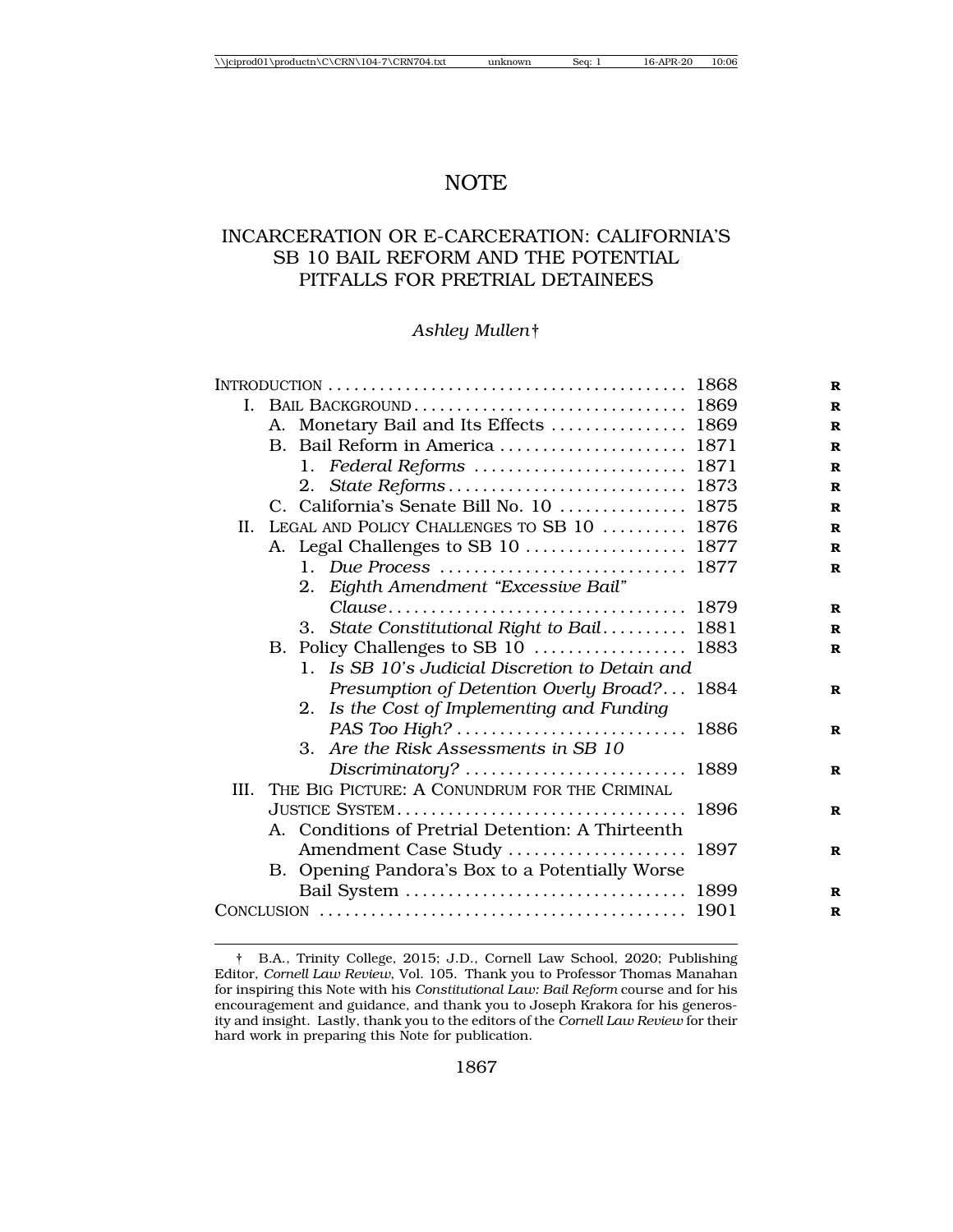# NOTE

## INCARCERATION OR E-CARCERATION: CALIFORNIA'S SB 10 BAIL REFORM AND THE POTENTIAL PITFALLS FOR PRETRIAL DETAINEES

*Ashley Mullen*†

INTRODUCTION .......................................... 1868
I. BAIL BACKGROUND ................................ 1869
  A. Monetary Bail and Its Effects ................ 1869
  B. Bail Reform in America ...................... 1871
    1. *Federal Reforms* ......................... 1871
    2. *State Reforms* ........................... 1873
  C. California's Senate Bill No. 10 ............... 1875
II. LEGAL AND POLICY CHALLENGES TO SB 10 .......... 1876
  A. Legal Challenges to SB 10 ................... 1877
    1. *Due Process* ............................ 1877
    2. *Eighth Amendment "Excessive Bail" Clause* .................................. 1879
    3. *State Constitutional Right to Bail* .......... 1881
  B. Policy Challenges to SB 10 .................. 1883
    1. *Is SB 10's Judicial Discretion to Detain and Presumption of Detention Overly Broad?* ... 1884
    2. *Is the Cost of Implementing and Funding PAS Too High?* .......................... 1886
    3. *Are the Risk Assessments in SB 10 Discriminatory?* .......................... 1889
III. THE BIG PICTURE: A CONUNDRUM FOR THE CRIMINAL JUSTICE SYSTEM .................................. 1896
  A. Conditions of Pretrial Detention: A Thirteenth Amendment Case Study ..................... 1897
  B. Opening Pandora's Box to a Potentially Worse Bail System ................................ 1899
CONCLUSION .......................................... 1901

---

† B.A., Trinity College, 2015; J.D., Cornell Law School, 2020; Publishing Editor, *Cornell Law Review*, Vol. 105. Thank you to Professor Thomas Manahan for inspiring this Note with his *Constitutional Law: Bail Reform* course and for his encouragement and guidance, and thank you to Joseph Krakora for his generosity and insight. Lastly, thank you to the editors of the *Cornell Law Review* for their hard work in preparing this Note for publication.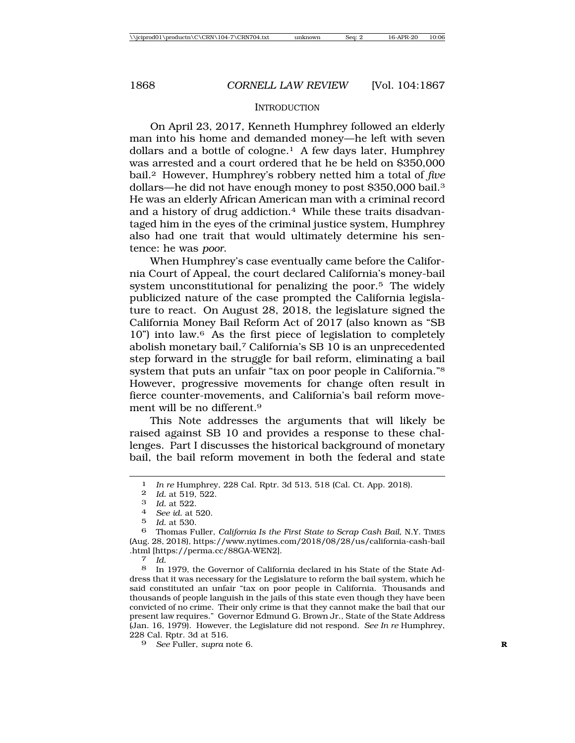## INTRODUCTION

On April 23, 2017, Kenneth Humphrey followed an elderly man into his home and demanded money—he left with seven dollars and a bottle of cologne.[1] A few days later, Humphrey was arrested and a court ordered that he be held on $350,000 bail.[2] However, Humphrey's robbery netted him a total of *five* dollars—he did not have enough money to post $350,000 bail.[3] He was an elderly African American man with a criminal record and a history of drug addiction.[4] While these traits disadvantaged him in the eyes of the criminal justice system, Humphrey also had one trait that would ultimately determine his sentence: he was *poor*.

When Humphrey's case eventually came before the California Court of Appeal, the court declared California's money-bail system unconstitutional for penalizing the poor.[5] The widely publicized nature of the case prompted the California legislature to react. On August 28, 2018, the legislature signed the California Money Bail Reform Act of 2017 (also known as "SB 10") into law.[6] As the first piece of legislation to completely abolish monetary bail,[7] California's SB 10 is an unprecedented step forward in the struggle for bail reform, eliminating a bail system that puts an unfair "tax on poor people in California."[8] However, progressive movements for change often result in fierce counter-movements, and California's bail reform movement will be no different.[9]

This Note addresses the arguments that will likely be raised against SB 10 and provides a response to these challenges. Part I discusses the historical background of monetary bail, the bail reform movement in both the federal and state

---

1 *In re* Humphrey, 228 Cal. Rptr. 3d 513, 518 (Cal. Ct. App. 2018).

2 *Id.* at 519, 522.

3 *Id.* at 522.

4 *See id.* at 520.

5 *Id.* at 530.

6 Thomas Fuller, *California Is the First State to Scrap Cash Bail*, N.Y. TIMES (Aug. 28, 2018), https://www.nytimes.com/2018/08/28/us/california-cash-bail.html [https://perma.cc/88GA-WEN2].

7 *Id.*

8 In 1979, the Governor of California declared in his State of the State Address that it was necessary for the Legislature to reform the bail system, which he said constituted an unfair "tax on poor people in California. Thousands and thousands of people languish in the jails of this state even though they have been convicted of no crime. Their only crime is that they cannot make the bail that our present law requires." Governor Edmund G. Brown Jr., State of the State Address (Jan. 16, 1979). However, the Legislature did not respond. *See In re* Humphrey, 228 Cal. Rptr. 3d at 516.

9 *See* Fuller, *supra* note 6.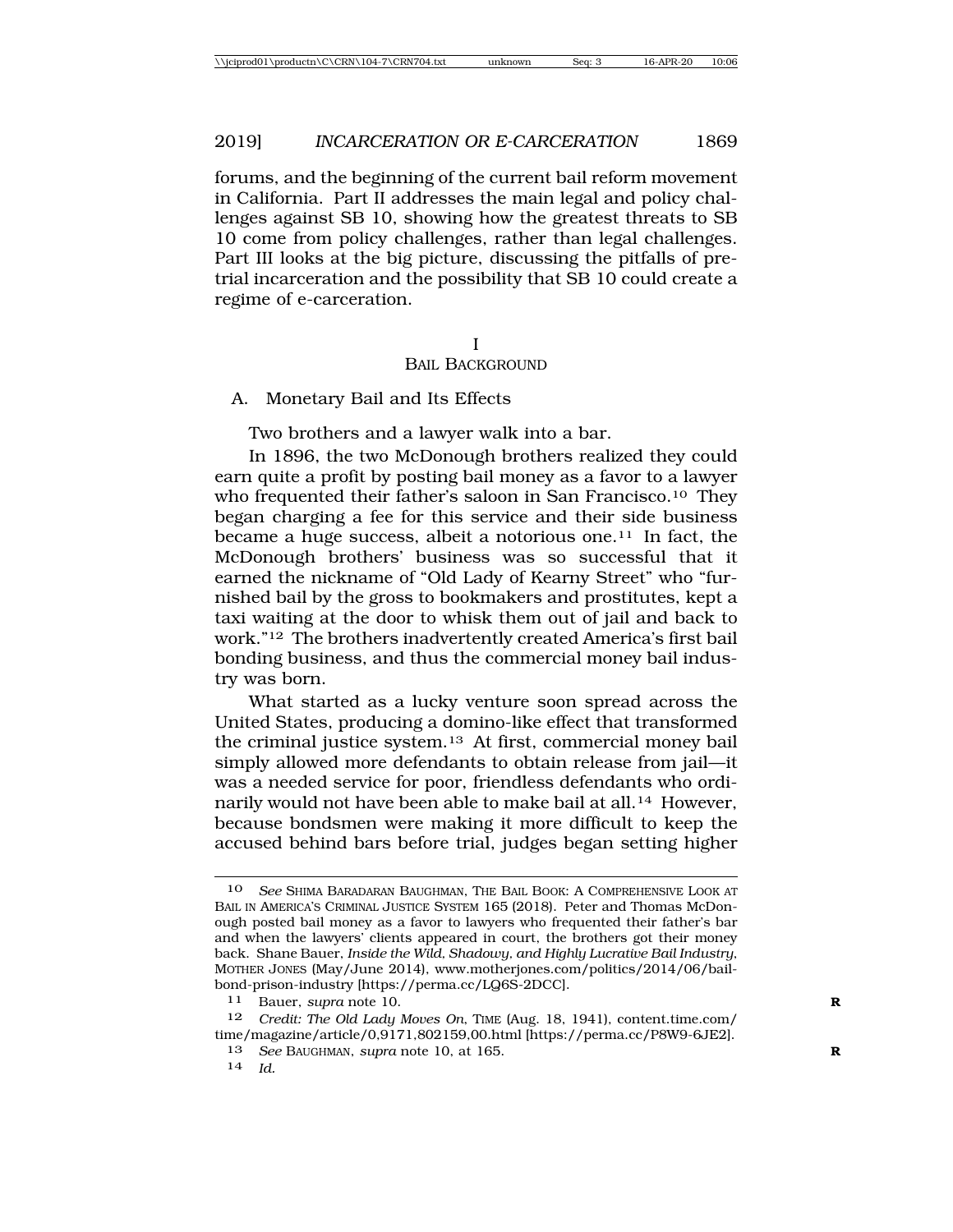forums, and the beginning of the current bail reform movement in California. Part II addresses the main legal and policy challenges against SB 10, showing how the greatest threats to SB 10 come from policy challenges, rather than legal challenges. Part III looks at the big picture, discussing the pitfalls of pretrial incarceration and the possibility that SB 10 could create a regime of e-carceration.

## I
## BAIL BACKGROUND

### A. Monetary Bail and Its Effects

Two brothers and a lawyer walk into a bar.

In 1896, the two McDonough brothers realized they could earn quite a profit by posting bail money as a favor to a lawyer who frequented their father's saloon in San Francisco.[10] They began charging a fee for this service and their side business became a huge success, albeit a notorious one.[11] In fact, the McDonough brothers' business was so successful that it earned the nickname of "Old Lady of Kearny Street" who "furnished bail by the gross to bookmakers and prostitutes, kept a taxi waiting at the door to whisk them out of jail and back to work."[12] The brothers inadvertently created America's first bail bonding business, and thus the commercial money bail industry was born.

What started as a lucky venture soon spread across the United States, producing a domino-like effect that transformed the criminal justice system.[13] At first, commercial money bail simply allowed more defendants to obtain release from jail—it was a needed service for poor, friendless defendants who ordinarily would not have been able to make bail at all.[14] However, because bondsmen were making it more difficult to keep the accused behind bars before trial, judges began setting higher

---

10 *See* SHIMA BARADARAN BAUGHMAN, THE BAIL BOOK: A COMPREHENSIVE LOOK AT BAIL IN AMERICA'S CRIMINAL JUSTICE SYSTEM 165 (2018). Peter and Thomas McDonough posted bail money as a favor to lawyers who frequented their father's bar and when the lawyers' clients appeared in court, the brothers got their money back. Shane Bauer, *Inside the Wild, Shadowy, and Highly Lucrative Bail Industry*, MOTHER JONES (May/June 2014), www.motherjones.com/politics/2014/06/bail-bond-prison-industry [https://perma.cc/LQ6S-2DCC].

11 Bauer, *supra* note 10.

12 *Credit: The Old Lady Moves On*, TIME (Aug. 18, 1941), content.time.com/time/magazine/article/0,9171,802159,00.html [https://perma.cc/P8W9-6JE2].

13 *See* BAUGHMAN, *supra* note 10, at 165.

14 *Id.*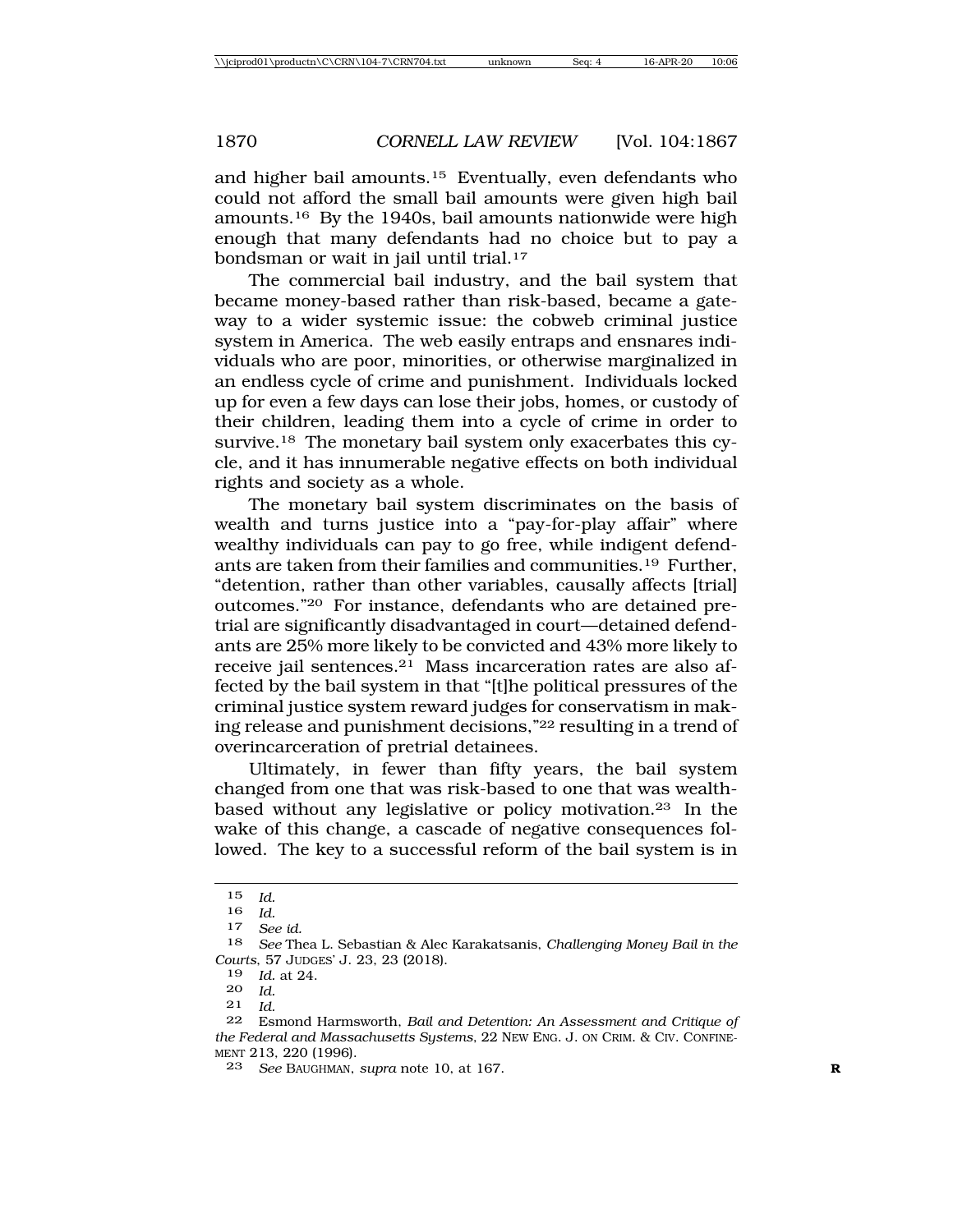and higher bail amounts.[15] Eventually, even defendants who could not afford the small bail amounts were given high bail amounts.[16] By the 1940s, bail amounts nationwide were high enough that many defendants had no choice but to pay a bondsman or wait in jail until trial.[17]

The commercial bail industry, and the bail system that became money-based rather than risk-based, became a gateway to a wider systemic issue: the cobweb criminal justice system in America. The web easily entraps and ensnares individuals who are poor, minorities, or otherwise marginalized in an endless cycle of crime and punishment. Individuals locked up for even a few days can lose their jobs, homes, or custody of their children, leading them into a cycle of crime in order to survive.[18] The monetary bail system only exacerbates this cycle, and it has innumerable negative effects on both individual rights and society as a whole.

The monetary bail system discriminates on the basis of wealth and turns justice into a "pay-for-play affair" where wealthy individuals can pay to go free, while indigent defendants are taken from their families and communities.[19] Further, "detention, rather than other variables, causally affects [trial] outcomes."[20] For instance, defendants who are detained pretrial are significantly disadvantaged in court—detained defendants are 25% more likely to be convicted and 43% more likely to receive jail sentences.[21] Mass incarceration rates are also affected by the bail system in that "[t]he political pressures of the criminal justice system reward judges for conservatism in making release and punishment decisions,"[22] resulting in a trend of overincarceration of pretrial detainees.

Ultimately, in fewer than fifty years, the bail system changed from one that was risk-based to one that was wealth-based without any legislative or policy motivation.[23] In the wake of this change, a cascade of negative consequences followed. The key to a successful reform of the bail system is in

---

15 *Id.*

16 *Id.*

17 *See id.*

18 *See* Thea L. Sebastian & Alec Karakatsanis, *Challenging Money Bail in the Courts*, 57 JUDGES' J. 23, 23 (2018).

19 *Id.* at 24.

20 *Id.*

21 *Id.*

22 Esmond Harmsworth, *Bail and Detention: An Assessment and Critique of the Federal and Massachusetts Systems*, 22 NEW ENG. J. ON CRIM. & CIV. CONFINEMENT 213, 220 (1996).

23 *See* BAUGHMAN, *supra* note 10, at 167.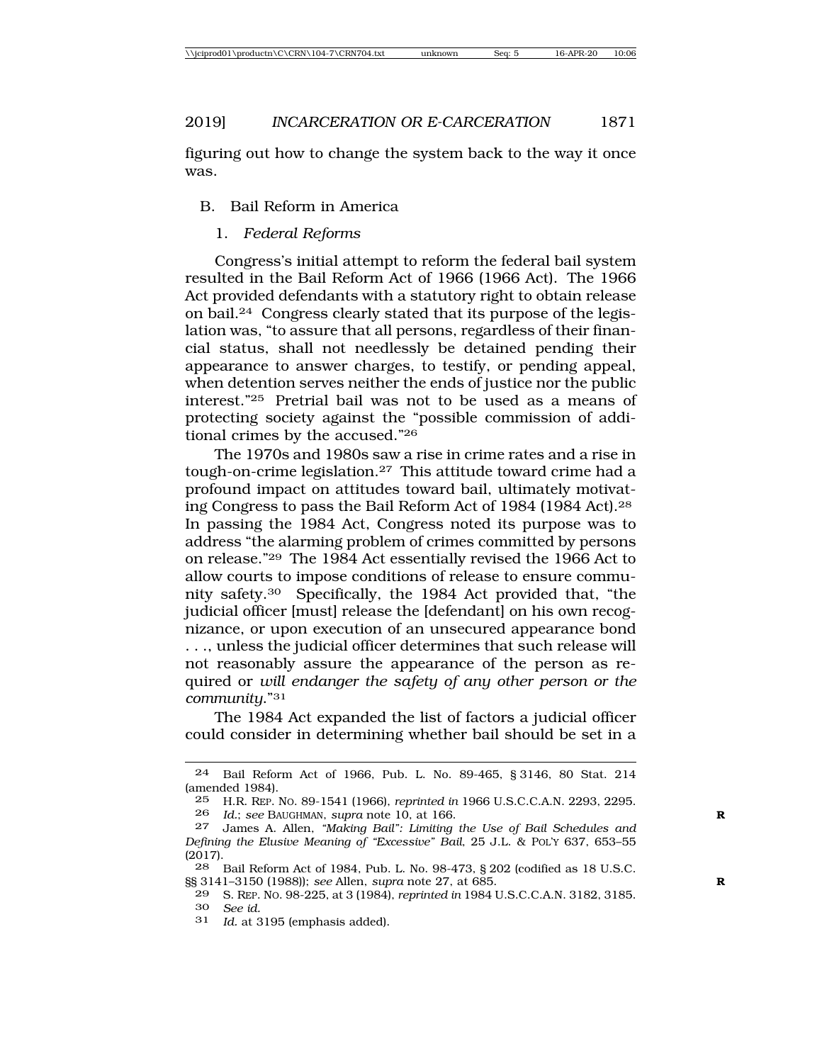figuring out how to change the system back to the way it once was.

## B. Bail Reform in America

### 1. *Federal Reforms*

Congress's initial attempt to reform the federal bail system resulted in the Bail Reform Act of 1966 (1966 Act). The 1966 Act provided defendants with a statutory right to obtain release on bail.[24] Congress clearly stated that its purpose of the legislation was, "to assure that all persons, regardless of their financial status, shall not needlessly be detained pending their appearance to answer charges, to testify, or pending appeal, when detention serves neither the ends of justice nor the public interest."[25] Pretrial bail was not to be used as a means of protecting society against the "possible commission of additional crimes by the accused."[26]

The 1970s and 1980s saw a rise in crime rates and a rise in tough-on-crime legislation.[27] This attitude toward crime had a profound impact on attitudes toward bail, ultimately motivating Congress to pass the Bail Reform Act of 1984 (1984 Act).[28] In passing the 1984 Act, Congress noted its purpose was to address "the alarming problem of crimes committed by persons on release."[29] The 1984 Act essentially revised the 1966 Act to allow courts to impose conditions of release to ensure community safety.[30] Specifically, the 1984 Act provided that, "the judicial officer [must] release the [defendant] on his own recognizance, or upon execution of an unsecured appearance bond . . ., unless the judicial officer determines that such release will not reasonably assure the appearance of the person as required or *will endanger the safety of any other person or the community*."[31]

The 1984 Act expanded the list of factors a judicial officer could consider in determining whether bail should be set in a

---

24 Bail Reform Act of 1966, Pub. L. No. 89-465, § 3146, 80 Stat. 214 (amended 1984).

25 H.R. REP. NO. 89-1541 (1966), *reprinted in* 1966 U.S.C.C.A.N. 2293, 2295.

26 *Id.*; *see* BAUGHMAN, *supra* note 10, at 166.

27 James A. Allen, *"Making Bail": Limiting the Use of Bail Schedules and Defining the Elusive Meaning of "Excessive" Bail*, 25 J.L. & POL'Y 637, 653–55 (2017).

28 Bail Reform Act of 1984, Pub. L. No. 98-473, § 202 (codified as 18 U.S.C. §§ 3141–3150 (1988)); *see* Allen, *supra* note 27, at 685.

29 S. REP. NO. 98-225, at 3 (1984), *reprinted in* 1984 U.S.C.C.A.N. 3182, 3185.

30 *See id.*

31 *Id.* at 3195 (emphasis added).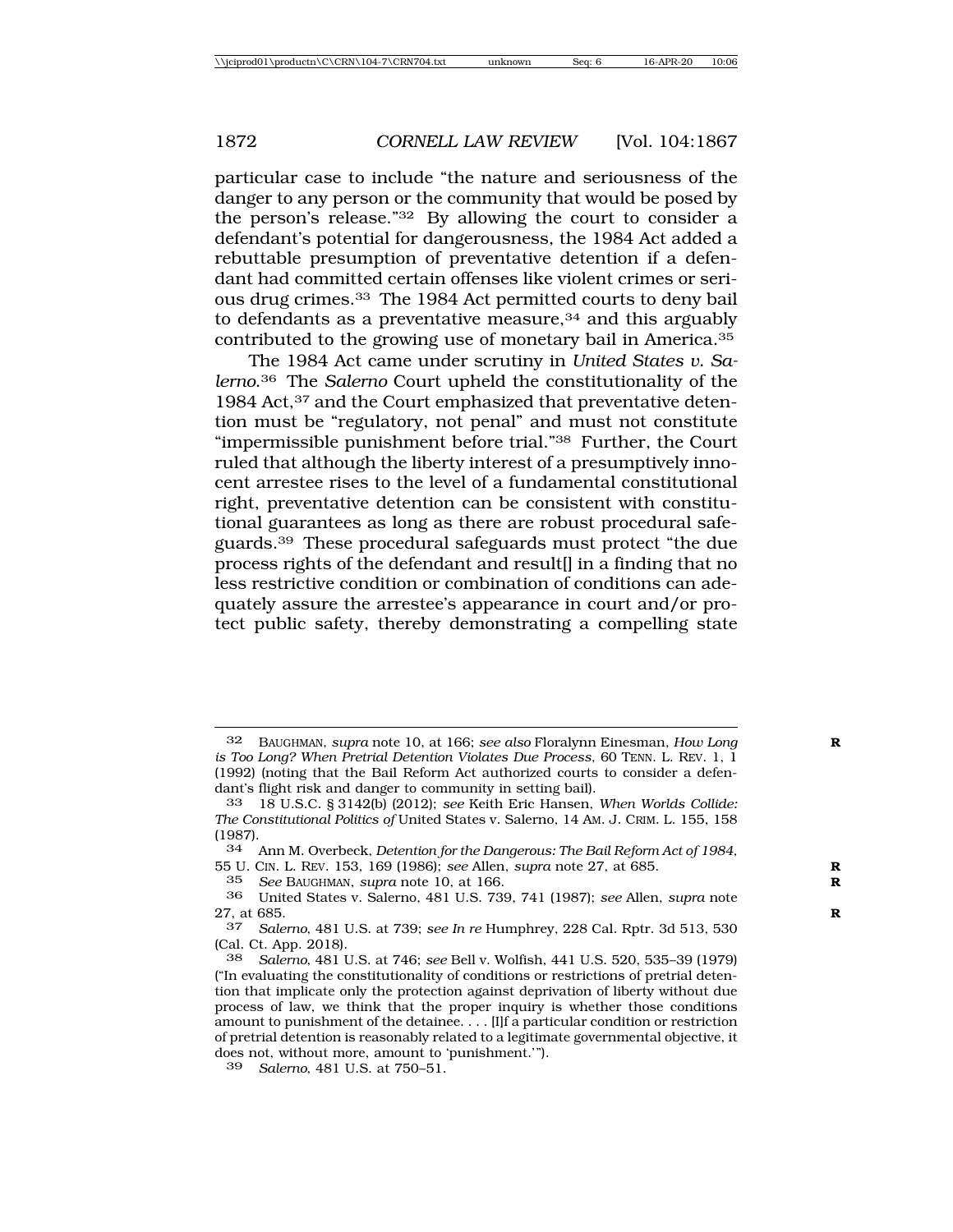particular case to include "the nature and seriousness of the danger to any person or the community that would be posed by the person's release."[32] By allowing the court to consider a defendant's potential for dangerousness, the 1984 Act added a rebuttable presumption of preventative detention if a defendant had committed certain offenses like violent crimes or serious drug crimes.[33] The 1984 Act permitted courts to deny bail to defendants as a preventative measure,[34] and this arguably contributed to the growing use of monetary bail in America.[35]

The 1984 Act came under scrutiny in *United States v. Salerno*.[36] The *Salerno* Court upheld the constitutionality of the 1984 Act,[37] and the Court emphasized that preventative detention must be "regulatory, not penal" and must not constitute "impermissible punishment before trial."[38] Further, the Court ruled that although the liberty interest of a presumptively innocent arrestee rises to the level of a fundamental constitutional right, preventative detention can be consistent with constitutional guarantees as long as there are robust procedural safeguards.[39] These procedural safeguards must protect "the due process rights of the defendant and result[] in a finding that no less restrictive condition or combination of conditions can adequately assure the arrestee's appearance in court and/or protect public safety, thereby demonstrating a compelling state

---

32 BAUGHMAN, *supra* note 10, at 166; *see also* Floralynn Einesman, *How Long is Too Long? When Pretrial Detention Violates Due Process*, 60 TENN. L. REV. 1, 1 (1992) (noting that the Bail Reform Act authorized courts to consider a defendant's flight risk and danger to community in setting bail).

33 18 U.S.C. § 3142(b) (2012); *see* Keith Eric Hansen, *When Worlds Collide: The Constitutional Politics of* United States v. Salerno, 14 AM. J. CRIM. L. 155, 158 (1987).

34 Ann M. Overbeck, *Detention for the Dangerous: The Bail Reform Act of 1984*, 55 U. CIN. L. REV. 153, 169 (1986); *see* Allen, *supra* note 27, at 685.

35 *See* BAUGHMAN, *supra* note 10, at 166.

36 United States v. Salerno, 481 U.S. 739, 741 (1987); *see* Allen, *supra* note 27, at 685.

37 *Salerno*, 481 U.S. at 739; *see In re* Humphrey, 228 Cal. Rptr. 3d 513, 530 (Cal. Ct. App. 2018).

38 *Salerno*, 481 U.S. at 746; *see* Bell v. Wolfish, 441 U.S. 520, 535–39 (1979) ("In evaluating the constitutionality of conditions or restrictions of pretrial detention that implicate only the protection against deprivation of liberty without due process of law, we think that the proper inquiry is whether those conditions amount to punishment of the detainee. . . . [I]f a particular condition or restriction of pretrial detention is reasonably related to a legitimate governmental objective, it does not, without more, amount to 'punishment.'").

39 *Salerno*, 481 U.S. at 750–51.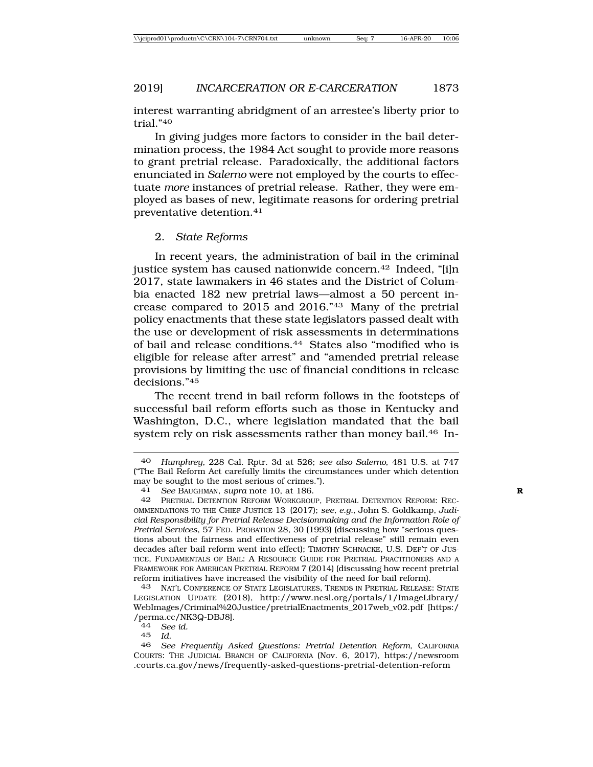interest warranting abridgment of an arrestee's liberty prior to trial."[40]

In giving judges more factors to consider in the bail determination process, the 1984 Act sought to provide more reasons to grant pretrial release. Paradoxically, the additional factors enunciated in *Salerno* were not employed by the courts to effectuate *more* instances of pretrial release. Rather, they were employed as bases of new, legitimate reasons for ordering pretrial preventative detention.[41]

### 2. *State Reforms*

In recent years, the administration of bail in the criminal justice system has caused nationwide concern.[42] Indeed, "[i]n 2017, state lawmakers in 46 states and the District of Columbia enacted 182 new pretrial laws—almost a 50 percent increase compared to 2015 and 2016."[43] Many of the pretrial policy enactments that these state legislators passed dealt with the use or development of risk assessments in determinations of bail and release conditions.[44] States also "modified who is eligible for release after arrest" and "amended pretrial release provisions by limiting the use of financial conditions in release decisions."[45]

The recent trend in bail reform follows in the footsteps of successful bail reform efforts such as those in Kentucky and Washington, D.C., where legislation mandated that the bail system rely on risk assessments rather than money bail.[46] In-

---

40 *Humphrey*, 228 Cal. Rptr. 3d at 526; *see also Salerno*, 481 U.S. at 747 ("The Bail Reform Act carefully limits the circumstances under which detention may be sought to the most serious of crimes.").

41 *See* BAUGHMAN, *supra* note 10, at 186.

42 PRETRIAL DETENTION REFORM WORKGROUP, PRETRIAL DETENTION REFORM: RECOMMENDATIONS TO THE CHIEF JUSTICE 13 (2017); *see, e.g.*, John S. Goldkamp, *Judicial Responsibility for Pretrial Release Decisionmaking and the Information Role of Pretrial Services*, 57 FED. PROBATION 28, 30 (1993) (discussing how "serious questions about the fairness and effectiveness of pretrial release" still remain even decades after bail reform went into effect); TIMOTHY SCHNACKE, U.S. DEP'T OF JUSTICE, FUNDAMENTALS OF BAIL: A RESOURCE GUIDE FOR PRETRIAL PRACTITIONERS AND A FRAMEWORK FOR AMERICAN PRETRIAL REFORM 7 (2014) (discussing how recent pretrial reform initiatives have increased the visibility of the need for bail reform).

43 NAT'L CONFERENCE OF STATE LEGISLATURES, TRENDS IN PRETRIAL RELEASE: STATE LEGISLATION UPDATE (2018), http://www.ncsl.org/portals/1/ImageLibrary/WebImages/Criminal%20Justice/pretrialEnactments_2017web_v02.pdf [https://perma.cc/NK3Q-DBJ8].

44 *See id.*

45 *Id.*

46 *See Frequently Asked Questions: Pretrial Detention Reform*, CALIFORNIA COURTS: THE JUDICIAL BRANCH OF CALIFORNIA (Nov. 6, 2017), https://newsroom.courts.ca.gov/news/frequently-asked-questions-pretrial-detention-reform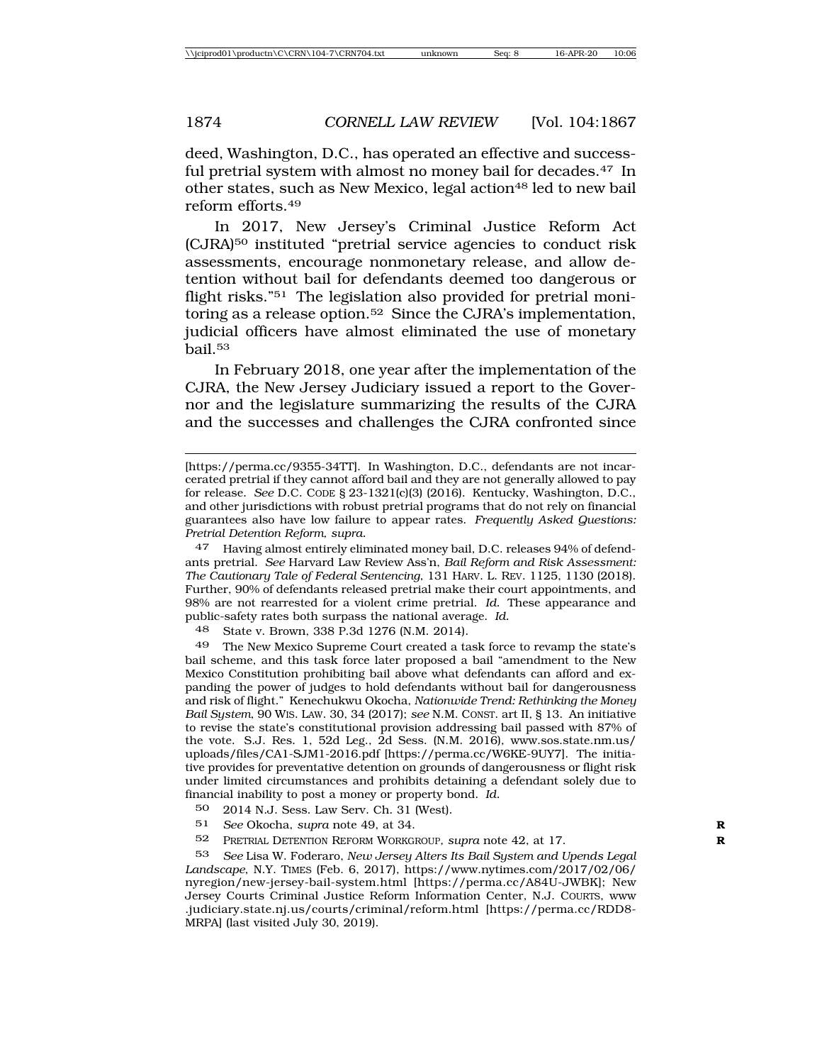deed, Washington, D.C., has operated an effective and successful pretrial system with almost no money bail for decades.[47] In other states, such as New Mexico, legal action[48] led to new bail reform efforts.[49]

In 2017, New Jersey's Criminal Justice Reform Act (CJRA)[50] instituted "pretrial service agencies to conduct risk assessments, encourage nonmonetary release, and allow detention without bail for defendants deemed too dangerous or flight risks."[51] The legislation also provided for pretrial monitoring as a release option.[52] Since the CJRA's implementation, judicial officers have almost eliminated the use of monetary bail.[53]

In February 2018, one year after the implementation of the CJRA, the New Jersey Judiciary issued a report to the Governor and the legislature summarizing the results of the CJRA and the successes and challenges the CJRA confronted since

---

[https://perma.cc/9355-34TT]. In Washington, D.C., defendants are not incarcerated pretrial if they cannot afford bail and they are not generally allowed to pay for release. *See* D.C. CODE § 23-1321(c)(3) (2016). Kentucky, Washington, D.C., and other jurisdictions with robust pretrial programs that do not rely on financial guarantees also have low failure to appear rates. *Frequently Asked Questions: Pretrial Detention Reform*, *supra*.

47 Having almost entirely eliminated money bail, D.C. releases 94% of defendants pretrial. *See* Harvard Law Review Ass'n, *Bail Reform and Risk Assessment: The Cautionary Tale of Federal Sentencing*, 131 HARV. L. REV. 1125, 1130 (2018). Further, 90% of defendants released pretrial make their court appointments, and 98% are not rearrested for a violent crime pretrial. *Id.* These appearance and public-safety rates both surpass the national average. *Id.*

48 State v. Brown, 338 P.3d 1276 (N.M. 2014).

49 The New Mexico Supreme Court created a task force to revamp the state's bail scheme, and this task force later proposed a bail "amendment to the New Mexico Constitution prohibiting bail above what defendants can afford and expanding the power of judges to hold defendants without bail for dangerousness and risk of flight." Kenechukwu Okocha, *Nationwide Trend: Rethinking the Money Bail System*, 90 WIS. LAW. 30, 34 (2017); *see* N.M. CONST. art II, § 13. An initiative to revise the state's constitutional provision addressing bail passed with 87% of the vote. S.J. Res. 1, 52d Leg., 2d Sess. (N.M. 2016), www.sos.state.nm.us/uploads/files/CA1-SJM1-2016.pdf [https://perma.cc/W6KE-9UY7]. The initiative provides for preventative detention on grounds of dangerousness or flight risk under limited circumstances and prohibits detaining a defendant solely due to financial inability to post a money or property bond. *Id.*

50 2014 N.J. Sess. Law Serv. Ch. 31 (West).

51 *See* Okocha, *supra* note 49, at 34.

52 PRETRIAL DETENTION REFORM WORKGROUP, *supra* note 42, at 17.

53 *See* Lisa W. Foderaro, *New Jersey Alters Its Bail System and Upends Legal Landscape*, N.Y. TIMES (Feb. 6, 2017), https://www.nytimes.com/2017/02/06/nyregion/new-jersey-bail-system.html [https://perma.cc/A84U-JWBK]; New Jersey Courts Criminal Justice Reform Information Center, N.J. COURTS, www.judiciary.state.nj.us/courts/criminal/reform.html [https://perma.cc/RDD8-MRPA] (last visited July 30, 2019).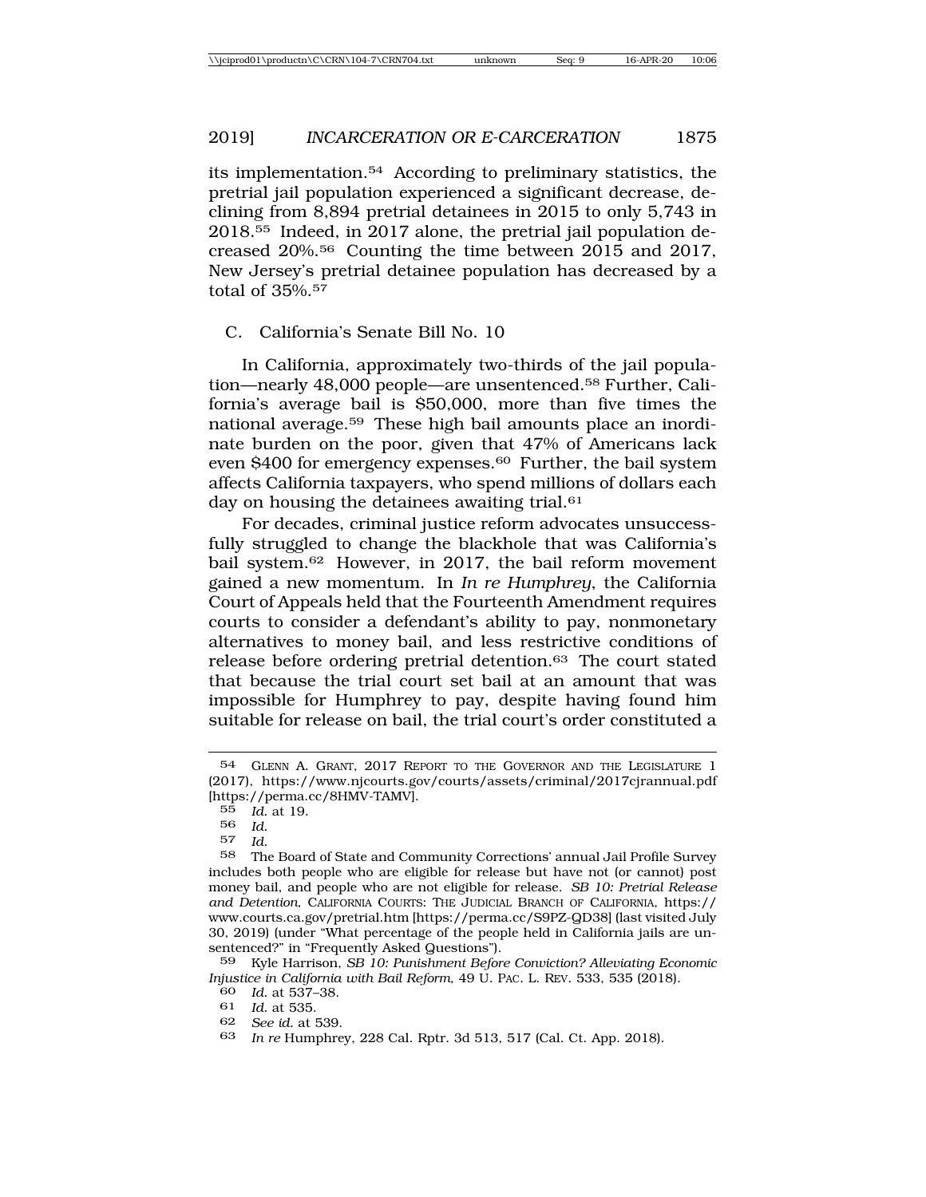its implementation.[54] According to preliminary statistics, the pretrial jail population experienced a significant decrease, declining from 8,894 pretrial detainees in 2015 to only 5,743 in 2018.[55] Indeed, in 2017 alone, the pretrial jail population decreased 20%.[56] Counting the time between 2015 and 2017, New Jersey's pretrial detainee population has decreased by a total of 35%.[57]

### C. California's Senate Bill No. 10

In California, approximately two-thirds of the jail population—nearly 48,000 people—are unsentenced.[58] Further, California's average bail is $50,000, more than five times the national average.[59] These high bail amounts place an inordinate burden on the poor, given that 47% of Americans lack even $400 for emergency expenses.[60] Further, the bail system affects California taxpayers, who spend millions of dollars each day on housing the detainees awaiting trial.[61]

For decades, criminal justice reform advocates unsuccessfully struggled to change the blackhole that was California's bail system.[62] However, in 2017, the bail reform movement gained a new momentum. In *In re Humphrey*, the California Court of Appeals held that the Fourteenth Amendment requires courts to consider a defendant's ability to pay, nonmonetary alternatives to money bail, and less restrictive conditions of release before ordering pretrial detention.[63] The court stated that because the trial court set bail at an amount that was impossible for Humphrey to pay, despite having found him suitable for release on bail, the trial court's order constituted a

---

54 GLENN A. GRANT, 2017 REPORT TO THE GOVERNOR AND THE LEGISLATURE 1 (2017), https://www.njcourts.gov/courts/assets/criminal/2017cjrannual.pdf [https://perma.cc/8HMV-TAMV].

55 *Id.* at 19.

56 *Id.*

57 *Id.*

58 The Board of State and Community Corrections' annual Jail Profile Survey includes both people who are eligible for release but have not (or cannot) post money bail, and people who are not eligible for release. *SB 10: Pretrial Release and Detention*, CALIFORNIA COURTS: THE JUDICIAL BRANCH OF CALIFORNIA, https://www.courts.ca.gov/pretrial.htm [https://perma.cc/S9PZ-QD38] (last visited July 30, 2019) (under "What percentage of the people held in California jails are unsentenced?" in "Frequently Asked Questions").

59 Kyle Harrison, *SB 10: Punishment Before Conviction? Alleviating Economic Injustice in California with Bail Reform*, 49 U. PAC. L. REV. 533, 535 (2018).

60 *Id.* at 537–38.

61 *Id.* at 535.

62 *See id.* at 539.

63 *In re* Humphrey, 228 Cal. Rptr. 3d 513, 517 (Cal. Ct. App. 2018).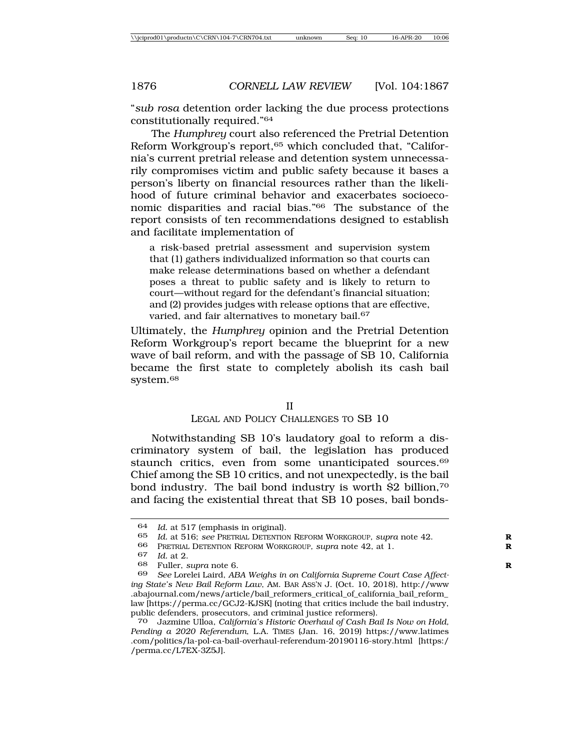"*sub rosa* detention order lacking the due process protections constitutionally required."[64]

The *Humphrey* court also referenced the Pretrial Detention Reform Workgroup's report,[65] which concluded that, "California's current pretrial release and detention system unnecessarily compromises victim and public safety because it bases a person's liberty on financial resources rather than the likelihood of future criminal behavior and exacerbates socioeconomic disparities and racial bias."[66] The substance of the report consists of ten recommendations designed to establish and facilitate implementation of

> a risk-based pretrial assessment and supervision system that (1) gathers individualized information so that courts can make release determinations based on whether a defendant poses a threat to public safety and is likely to return to court—without regard for the defendant's financial situation; and (2) provides judges with release options that are effective, varied, and fair alternatives to monetary bail.[67]

Ultimately, the *Humphrey* opinion and the Pretrial Detention Reform Workgroup's report became the blueprint for a new wave of bail reform, and with the passage of SB 10, California became the first state to completely abolish its cash bail system.[68]

## II
## LEGAL AND POLICY CHALLENGES TO SB 10

Notwithstanding SB 10's laudatory goal to reform a discriminatory system of bail, the legislation has produced staunch critics, even from some unanticipated sources.[69] Chief among the SB 10 critics, and not unexpectedly, is the bail bond industry. The bail bond industry is worth $2 billion,[70] and facing the existential threat that SB 10 poses, bail bonds-

---

64 *Id.* at 517 (emphasis in original).

65 *Id.* at 516; *see* PRETRIAL DETENTION REFORM WORKGROUP, *supra* note 42.

66 PRETRIAL DETENTION REFORM WORKGROUP, *supra* note 42, at 1.

67 *Id.* at 2.

68 Fuller, *supra* note 6.

69 *See* Lorelei Laird, *ABA Weighs in on California Supreme Court Case Affecting State's New Bail Reform Law*, AM. BAR ASS'N J. (Oct. 10, 2018), http://www.abajournal.com/news/article/bail_reformers_critical_of_california_bail_reform_law [https://perma.cc/GCJ2-KJSK] (noting that critics include the bail industry, public defenders, prosecutors, and criminal justice reformers).

70 Jazmine Ulloa, *California's Historic Overhaul of Cash Bail Is Now on Hold, Pending a 2020 Referendum*, L.A. TIMES (Jan. 16, 2019) https://www.latimes.com/politics/la-pol-ca-bail-overhaul-referendum-20190116-story.html [https://perma.cc/L7EX-3Z5J].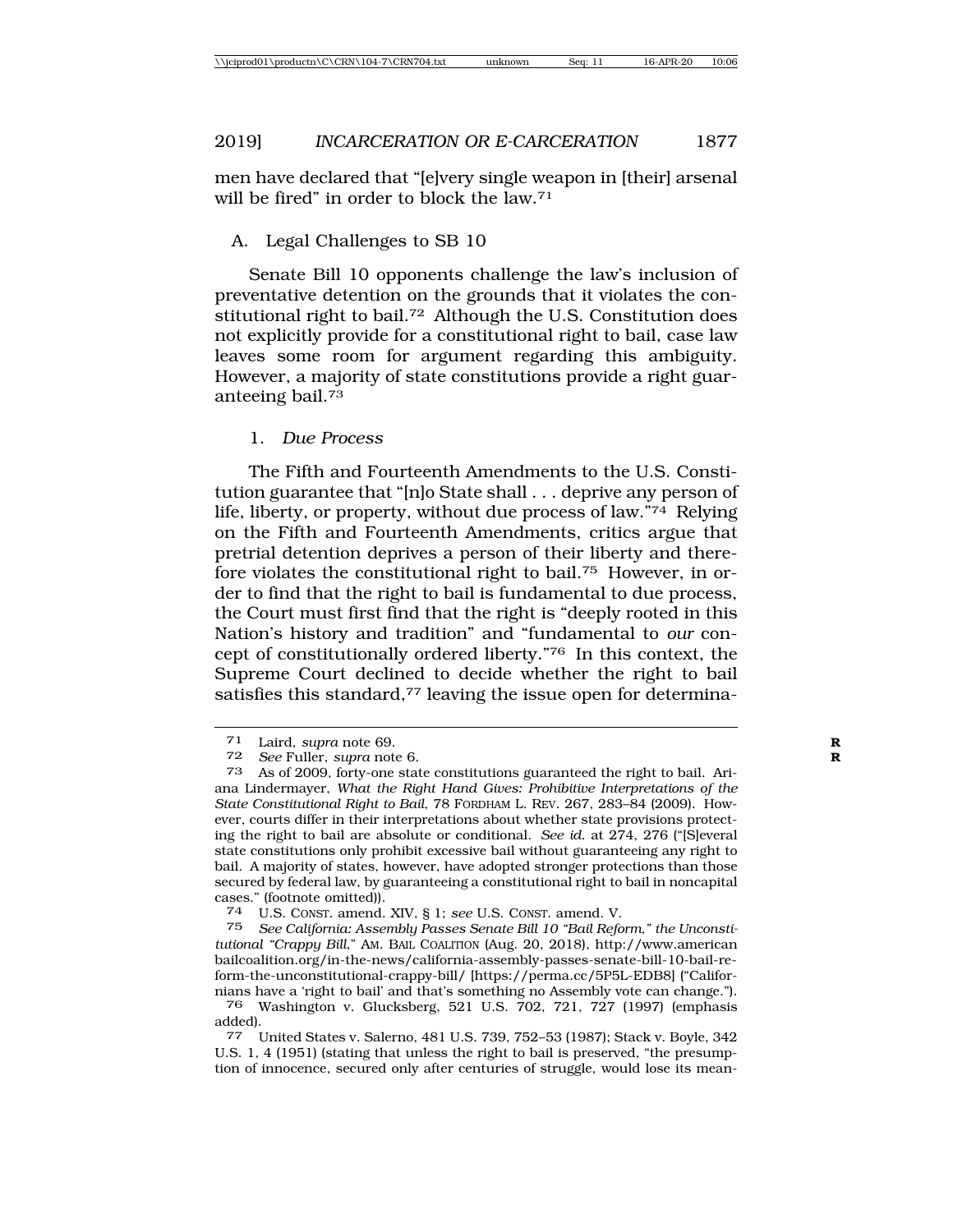men have declared that "[e]very single weapon in [their] arsenal will be fired" in order to block the law.[71]

### A. Legal Challenges to SB 10

Senate Bill 10 opponents challenge the law's inclusion of preventative detention on the grounds that it violates the constitutional right to bail.[72] Although the U.S. Constitution does not explicitly provide for a constitutional right to bail, case law leaves some room for argument regarding this ambiguity. However, a majority of state constitutions provide a right guaranteeing bail.[73]

#### 1. *Due Process*

The Fifth and Fourteenth Amendments to the U.S. Constitution guarantee that "[n]o State shall . . . deprive any person of life, liberty, or property, without due process of law."[74] Relying on the Fifth and Fourteenth Amendments, critics argue that pretrial detention deprives a person of their liberty and therefore violates the constitutional right to bail.[75] However, in order to find that the right to bail is fundamental to due process, the Court must first find that the right is "deeply rooted in this Nation's history and tradition" and "fundamental to *our* concept of constitutionally ordered liberty."[76] In this context, the Supreme Court declined to decide whether the right to bail satisfies this standard,[77] leaving the issue open for determina-

---

71 Laird, *supra* note 69.

72 *See* Fuller, *supra* note 6.

73 As of 2009, forty-one state constitutions guaranteed the right to bail. Ariana Lindermayer, *What the Right Hand Gives: Prohibitive Interpretations of the State Constitutional Right to Bail*, 78 FORDHAM L. REV. 267, 283–84 (2009). However, courts differ in their interpretations about whether state provisions protecting the right to bail are absolute or conditional. *See id.* at 274, 276 ("[S]everal state constitutions only prohibit excessive bail without guaranteeing any right to bail. A majority of states, however, have adopted stronger protections than those secured by federal law, by guaranteeing a constitutional right to bail in noncapital cases." (footnote omitted)).

74 U.S. CONST. amend. XIV, § 1; *see* U.S. CONST. amend. V.

75 *See California: Assembly Passes Senate Bill 10 "Bail Reform," the Unconstitutional "Crappy Bill*," AM. BAIL COALITION (Aug. 20, 2018), http://www.americanbailcoalition.org/in-the-news/california-assembly-passes-senate-bill-10-bail-reform-the-unconstitutional-crappy-bill/ [https://perma.cc/5P5L-EDB8] ("Californians have a 'right to bail' and that's something no Assembly vote can change.").

76 Washington v. Glucksberg, 521 U.S. 702, 721, 727 (1997) (emphasis added).

77 United States v. Salerno, 481 U.S. 739, 752–53 (1987); Stack v. Boyle, 342 U.S. 1, 4 (1951) (stating that unless the right to bail is preserved, "the presumption of innocence, secured only after centuries of struggle, would lose its mean-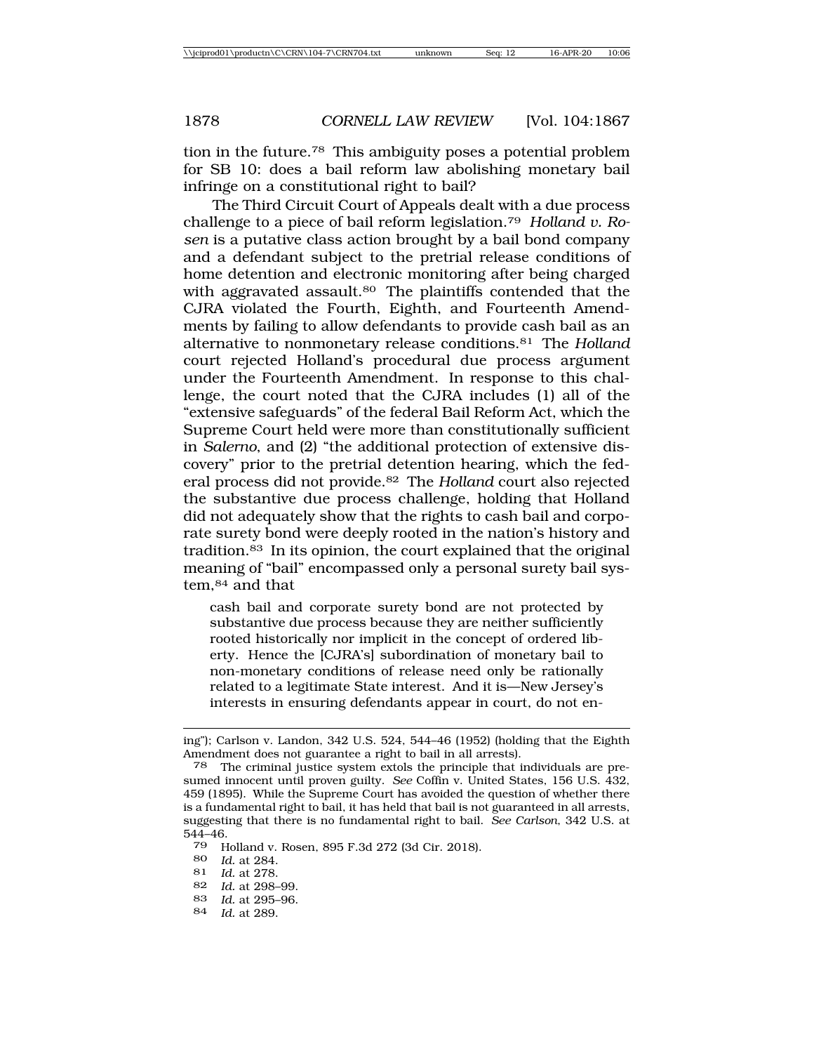tion in the future.[78] This ambiguity poses a potential problem for SB 10: does a bail reform law abolishing monetary bail infringe on a constitutional right to bail?

The Third Circuit Court of Appeals dealt with a due process challenge to a piece of bail reform legislation.[79] *Holland v. Rosen* is a putative class action brought by a bail bond company and a defendant subject to the pretrial release conditions of home detention and electronic monitoring after being charged with aggravated assault.[80] The plaintiffs contended that the CJRA violated the Fourth, Eighth, and Fourteenth Amendments by failing to allow defendants to provide cash bail as an alternative to nonmonetary release conditions.[81] The *Holland* court rejected Holland's procedural due process argument under the Fourteenth Amendment. In response to this challenge, the court noted that the CJRA includes (1) all of the "extensive safeguards" of the federal Bail Reform Act, which the Supreme Court held were more than constitutionally sufficient in *Salerno*, and (2) "the additional protection of extensive discovery" prior to the pretrial detention hearing, which the federal process did not provide.[82] The *Holland* court also rejected the substantive due process challenge, holding that Holland did not adequately show that the rights to cash bail and corporate surety bond were deeply rooted in the nation's history and tradition.[83] In its opinion, the court explained that the original meaning of "bail" encompassed only a personal surety bail system,[84] and that

> cash bail and corporate surety bond are not protected by substantive due process because they are neither sufficiently rooted historically nor implicit in the concept of ordered liberty. Hence the [CJRA's] subordination of monetary bail to non-monetary conditions of release need only be rationally related to a legitimate State interest. And it is—New Jersey's interests in ensuring defendants appear in court, do not en-

---

ing"); Carlson v. Landon, 342 U.S. 524, 544–46 (1952) (holding that the Eighth Amendment does not guarantee a right to bail in all arrests).

78 The criminal justice system extols the principle that individuals are presumed innocent until proven guilty. *See* Coffin v. United States, 156 U.S. 432, 459 (1895). While the Supreme Court has avoided the question of whether there is a fundamental right to bail, it has held that bail is not guaranteed in all arrests, suggesting that there is no fundamental right to bail. *See Carlson*, 342 U.S. at 544–46.

79 Holland v. Rosen, 895 F.3d 272 (3d Cir. 2018).

80 *Id.* at 284.

81 *Id.* at 278.

82 *Id.* at 298–99.

83 *Id.* at 295–96.

84 *Id.* at 289.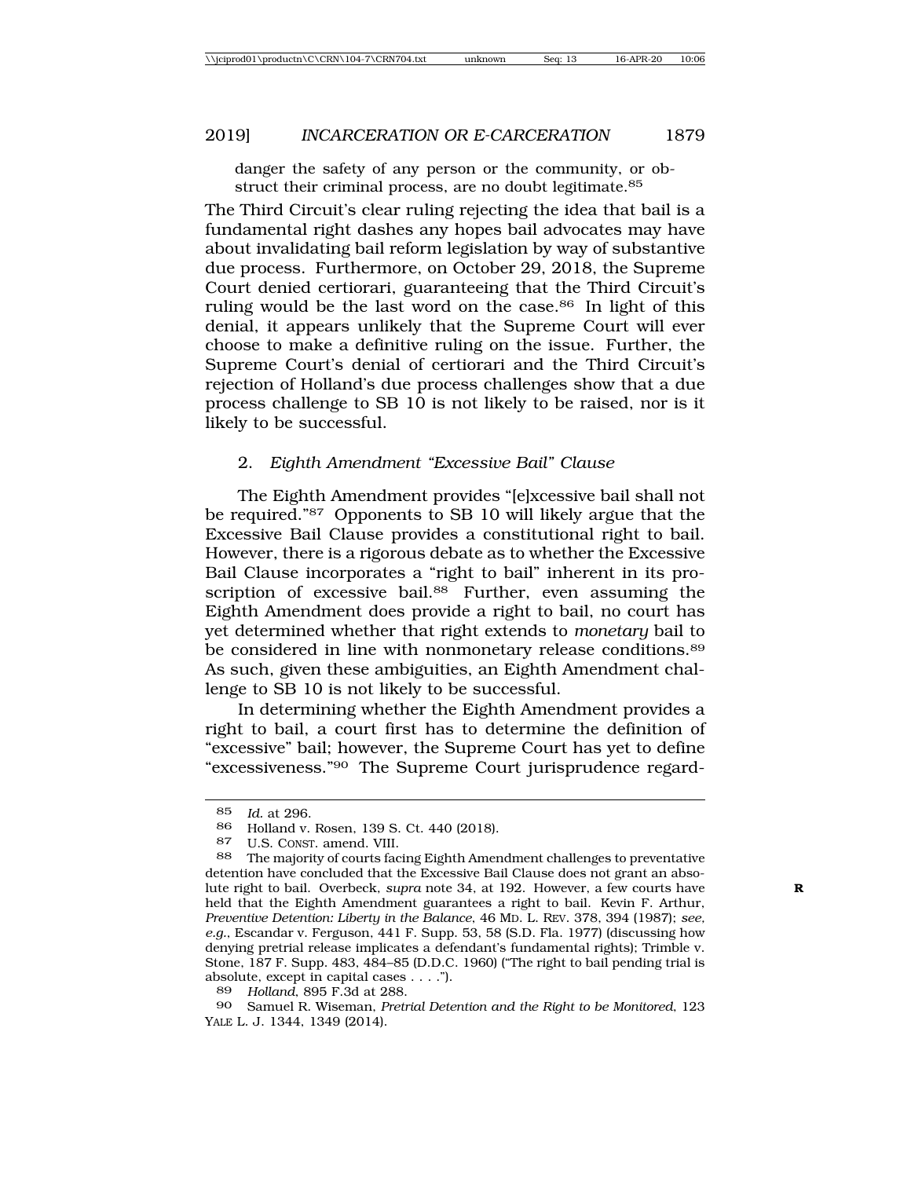danger the safety of any person or the community, or obstruct their criminal process, are no doubt legitimate.[85]

The Third Circuit's clear ruling rejecting the idea that bail is a fundamental right dashes any hopes bail advocates may have about invalidating bail reform legislation by way of substantive due process. Furthermore, on October 29, 2018, the Supreme Court denied certiorari, guaranteeing that the Third Circuit's ruling would be the last word on the case.[86] In light of this denial, it appears unlikely that the Supreme Court will ever choose to make a definitive ruling on the issue. Further, the Supreme Court's denial of certiorari and the Third Circuit's rejection of Holland's due process challenges show that a due process challenge to SB 10 is not likely to be raised, nor is it likely to be successful.

### 2. *Eighth Amendment "Excessive Bail" Clause*

The Eighth Amendment provides "[e]xcessive bail shall not be required."[87] Opponents to SB 10 will likely argue that the Excessive Bail Clause provides a constitutional right to bail. However, there is a rigorous debate as to whether the Excessive Bail Clause incorporates a "right to bail" inherent in its proscription of excessive bail.[88] Further, even assuming the Eighth Amendment does provide a right to bail, no court has yet determined whether that right extends to *monetary* bail to be considered in line with nonmonetary release conditions.[89] As such, given these ambiguities, an Eighth Amendment challenge to SB 10 is not likely to be successful.

In determining whether the Eighth Amendment provides a right to bail, a court first has to determine the definition of "excessive" bail; however, the Supreme Court has yet to define "excessiveness."[90] The Supreme Court jurisprudence regard-

---

85 *Id.* at 296.

86 Holland v. Rosen, 139 S. Ct. 440 (2018).

87 U.S. CONST. amend. VIII.

88 The majority of courts facing Eighth Amendment challenges to preventative detention have concluded that the Excessive Bail Clause does not grant an absolute right to bail. Overbeck, *supra* note 34, at 192. However, a few courts have held that the Eighth Amendment guarantees a right to bail. Kevin F. Arthur, *Preventive Detention: Liberty in the Balance*, 46 MD. L. REV. 378, 394 (1987); *see, e.g.*, Escandar v. Ferguson, 441 F. Supp. 53, 58 (S.D. Fla. 1977) (discussing how denying pretrial release implicates a defendant's fundamental rights); Trimble v. Stone, 187 F. Supp. 483, 484–85 (D.D.C. 1960) ("The right to bail pending trial is absolute, except in capital cases . . . .").

89 *Holland*, 895 F.3d at 288.

90 Samuel R. Wiseman, *Pretrial Detention and the Right to be Monitored*, 123 YALE L. J. 1344, 1349 (2014).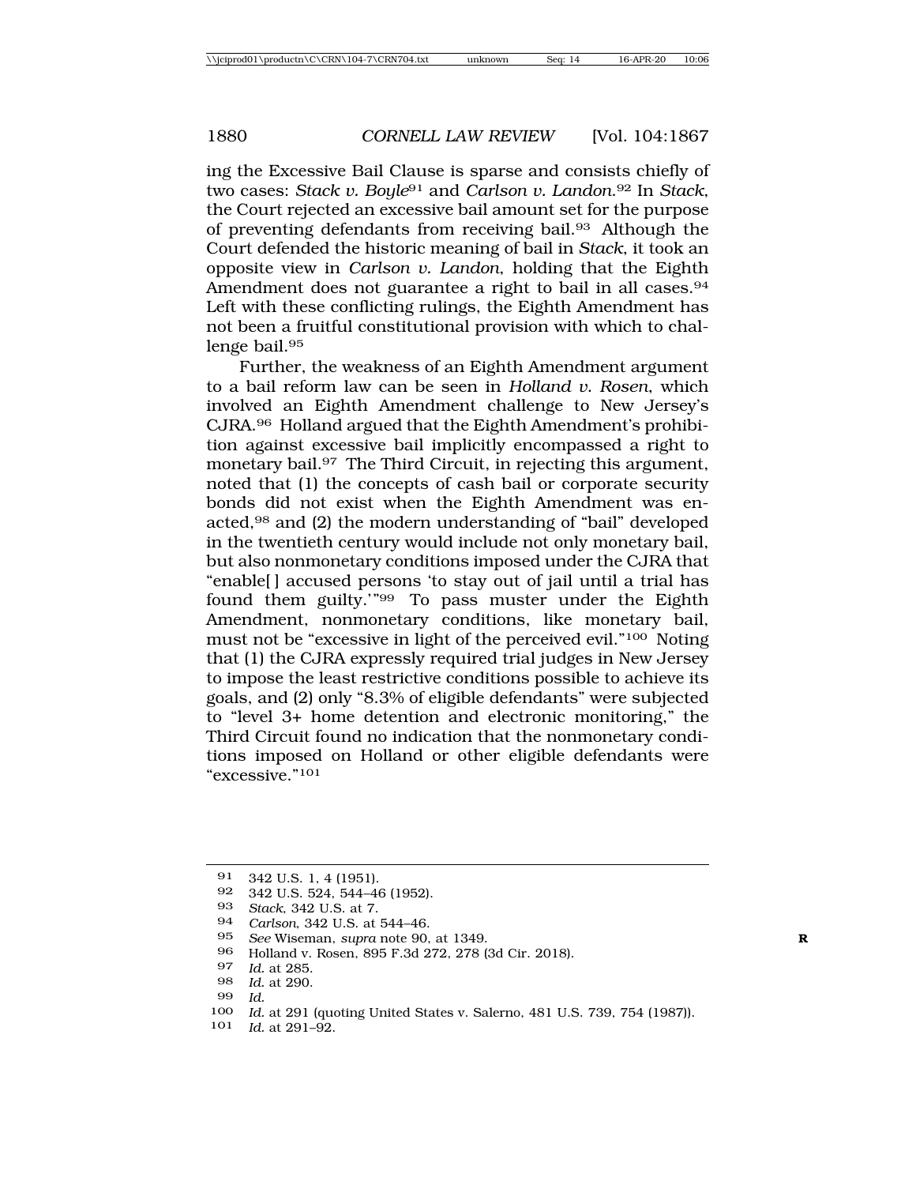ing the Excessive Bail Clause is sparse and consists chiefly of two cases: *Stack v. Boyle*[91] and *Carlson v. Landon*.[92] In *Stack*, the Court rejected an excessive bail amount set for the purpose of preventing defendants from receiving bail.[93] Although the Court defended the historic meaning of bail in *Stack*, it took an opposite view in *Carlson v. Landon*, holding that the Eighth Amendment does not guarantee a right to bail in all cases.[94] Left with these conflicting rulings, the Eighth Amendment has not been a fruitful constitutional provision with which to challenge bail.[95]

Further, the weakness of an Eighth Amendment argument to a bail reform law can be seen in *Holland v. Rosen*, which involved an Eighth Amendment challenge to New Jersey's CJRA.[96] Holland argued that the Eighth Amendment's prohibition against excessive bail implicitly encompassed a right to monetary bail.[97] The Third Circuit, in rejecting this argument, noted that (1) the concepts of cash bail or corporate security bonds did not exist when the Eighth Amendment was enacted,[98] and (2) the modern understanding of "bail" developed in the twentieth century would include not only monetary bail, but also nonmonetary conditions imposed under the CJRA that "enable[ ] accused persons 'to stay out of jail until a trial has found them guilty.'"[99] To pass muster under the Eighth Amendment, nonmonetary conditions, like monetary bail, must not be "excessive in light of the perceived evil."[100] Noting that (1) the CJRA expressly required trial judges in New Jersey to impose the least restrictive conditions possible to achieve its goals, and (2) only "8.3% of eligible defendants" were subjected to "level 3+ home detention and electronic monitoring," the Third Circuit found no indication that the nonmonetary conditions imposed on Holland or other eligible defendants were "excessive."[101]

---

91 342 U.S. 1, 4 (1951).

92 342 U.S. 524, 544–46 (1952).

93 *Stack*, 342 U.S. at 7.

94 *Carlson*, 342 U.S. at 544–46.

95 *See* Wiseman, *supra* note 90, at 1349.

96 Holland v. Rosen, 895 F.3d 272, 278 (3d Cir. 2018).

97 *Id.* at 285.

98 *Id.* at 290.

99 *Id.*

100 *Id.* at 291 (quoting United States v. Salerno, 481 U.S. 739, 754 (1987)).

101 *Id.* at 291–92.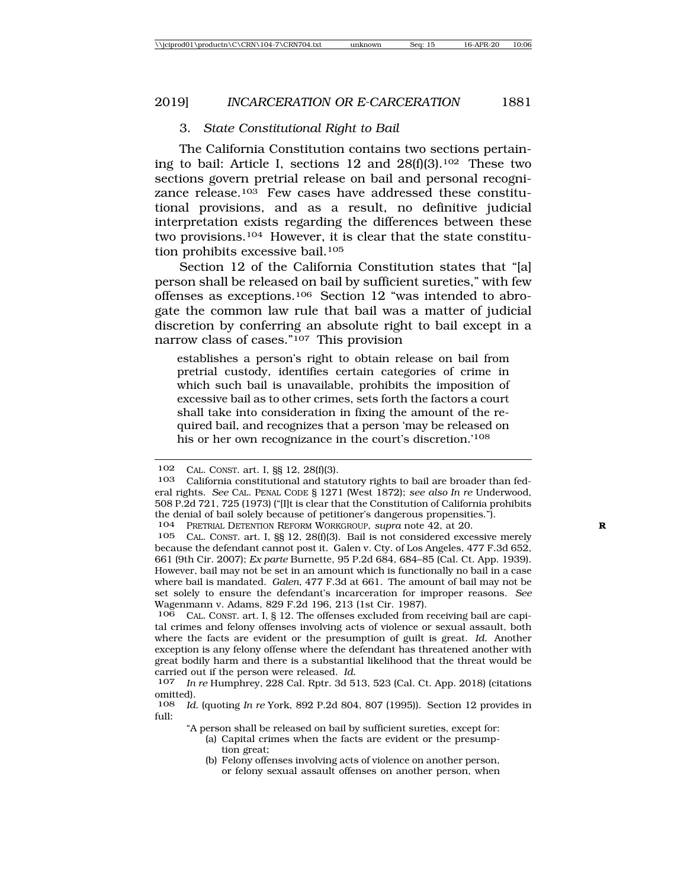### 3. *State Constitutional Right to Bail*

The California Constitution contains two sections pertaining to bail: Article I, sections 12 and 28(f)(3).[102] These two sections govern pretrial release on bail and personal recognizance release.[103] Few cases have addressed these constitutional provisions, and as a result, no definitive judicial interpretation exists regarding the differences between these two provisions.[104] However, it is clear that the state constitution prohibits excessive bail.[105]

Section 12 of the California Constitution states that "[a] person shall be released on bail by sufficient sureties," with few offenses as exceptions.[106] Section 12 "was intended to abrogate the common law rule that bail was a matter of judicial discretion by conferring an absolute right to bail except in a narrow class of cases."[107] This provision

> establishes a person's right to obtain release on bail from pretrial custody, identifies certain categories of crime in which such bail is unavailable, prohibits the imposition of excessive bail as to other crimes, sets forth the factors a court shall take into consideration in fixing the amount of the required bail, and recognizes that a person 'may be released on his or her own recognizance in the court's discretion.'[108]

---

102 CAL. CONST. art. I, §§ 12, 28(f)(3).

103 California constitutional and statutory rights to bail are broader than federal rights. *See* CAL. PENAL CODE § 1271 (West 1872); *see also In re* Underwood, 508 P.2d 721, 725 (1973) ("[I]t is clear that the Constitution of California prohibits the denial of bail solely because of petitioner's dangerous propensities.").

104 PRETRIAL DETENTION REFORM WORKGROUP, *supra* note 42, at 20.

105 CAL. CONST. art. I, §§ 12, 28(f)(3). Bail is not considered excessive merely because the defendant cannot post it. Galen v. Cty. of Los Angeles, 477 F.3d 652, 661 (9th Cir. 2007); *Ex parte* Burnette, 95 P.2d 684, 684–85 (Cal. Ct. App. 1939). However, bail may not be set in an amount which is functionally no bail in a case where bail is mandated. *Galen*, 477 F.3d at 661. The amount of bail may not be set solely to ensure the defendant's incarceration for improper reasons. *See* Wagenmann v. Adams, 829 F.2d 196, 213 (1st Cir. 1987).

106 CAL. CONST. art. I, § 12. The offenses excluded from receiving bail are capital crimes and felony offenses involving acts of violence or sexual assault, both where the facts are evident or the presumption of guilt is great. *Id.* Another exception is any felony offense where the defendant has threatened another with great bodily harm and there is a substantial likelihood that the threat would be carried out if the person were released. *Id.*

107 *In re* Humphrey, 228 Cal. Rptr. 3d 513, 523 (Cal. Ct. App. 2018) (citations omitted).

108 *Id.* (quoting *In re* York, 892 P.2d 804, 807 (1995)). Section 12 provides in full:

> "A person shall be released on bail by sufficient sureties, except for:
> (a) Capital crimes when the facts are evident or the presumption great;
> (b) Felony offenses involving acts of violence on another person, or felony sexual assault offenses on another person, when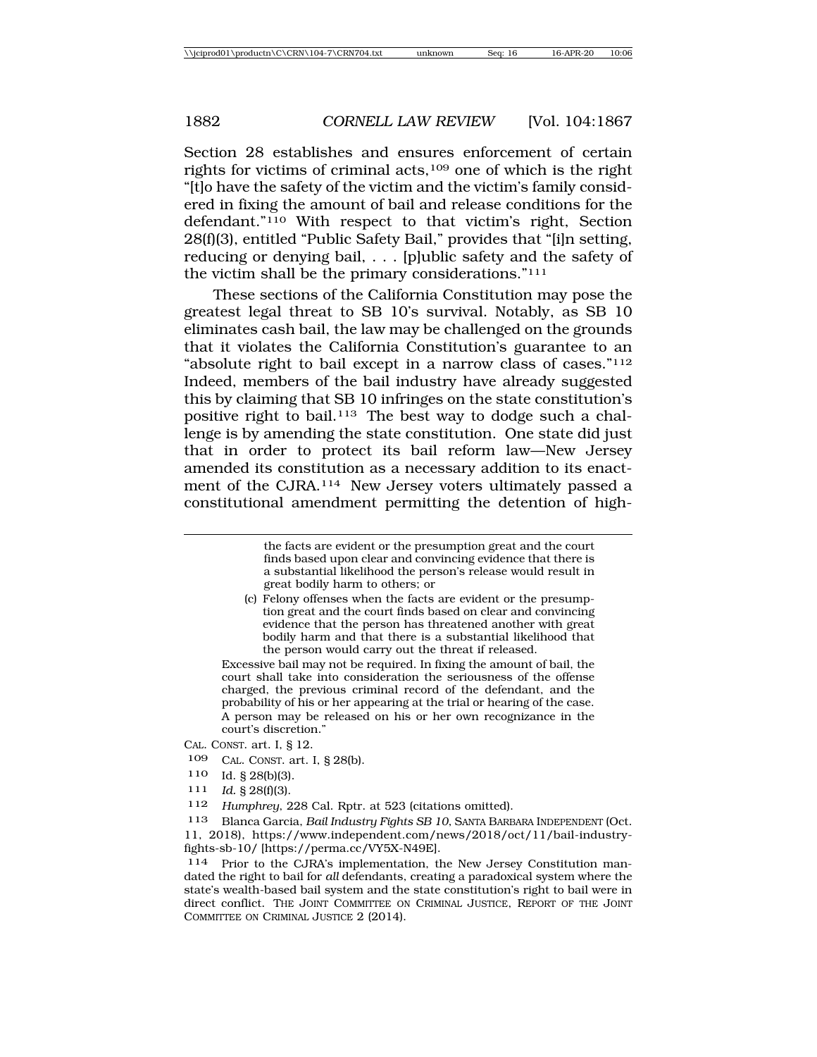Section 28 establishes and ensures enforcement of certain rights for victims of criminal acts,[109] one of which is the right "[t]o have the safety of the victim and the victim's family considered in fixing the amount of bail and release conditions for the defendant."[110] With respect to that victim's right, Section 28(f)(3), entitled "Public Safety Bail," provides that "[i]n setting, reducing or denying bail, . . . [p]ublic safety and the safety of the victim shall be the primary considerations."[111]

These sections of the California Constitution may pose the greatest legal threat to SB 10's survival. Notably, as SB 10 eliminates cash bail, the law may be challenged on the grounds that it violates the California Constitution's guarantee to an "absolute right to bail except in a narrow class of cases."[112] Indeed, members of the bail industry have already suggested this by claiming that SB 10 infringes on the state constitution's positive right to bail.[113] The best way to dodge such a challenge is by amending the state constitution. One state did just that in order to protect its bail reform law—New Jersey amended its constitution as a necessary addition to its enactment of the CJRA.[114] New Jersey voters ultimately passed a constitutional amendment permitting the detention of high-

---

> the facts are evident or the presumption great and the court finds based upon clear and convincing evidence that there is a substantial likelihood the person's release would result in great bodily harm to others; or
>
> (c) Felony offenses when the facts are evident or the presumption great and the court finds based on clear and convincing evidence that the person has threatened another with great bodily harm and that there is a substantial likelihood that the person would carry out the threat if released.
>
> Excessive bail may not be required. In fixing the amount of bail, the court shall take into consideration the seriousness of the offense charged, the previous criminal record of the defendant, and the probability of his or her appearing at the trial or hearing of the case. A person may be released on his or her own recognizance in the court's discretion."

CAL. CONST. art. I, § 12.

109 CAL. CONST. art. I, § 28(b).

110 Id. § 28(b)(3).

111 *Id.* § 28(f)(3).

112 *Humphrey*, 228 Cal. Rptr. at 523 (citations omitted).

113 Blanca Garcia, *Bail Industry Fights SB 10*, SANTA BARBARA INDEPENDENT (Oct. 11, 2018), https://www.independent.com/news/2018/oct/11/bail-industry-fights-sb-10/ [https://perma.cc/VY5X-N49E].

114 Prior to the CJRA's implementation, the New Jersey Constitution mandated the right to bail for *all* defendants, creating a paradoxical system where the state's wealth-based bail system and the state constitution's right to bail were in direct conflict. THE JOINT COMMITTEE ON CRIMINAL JUSTICE, REPORT OF THE JOINT COMMITTEE ON CRIMINAL JUSTICE 2 (2014).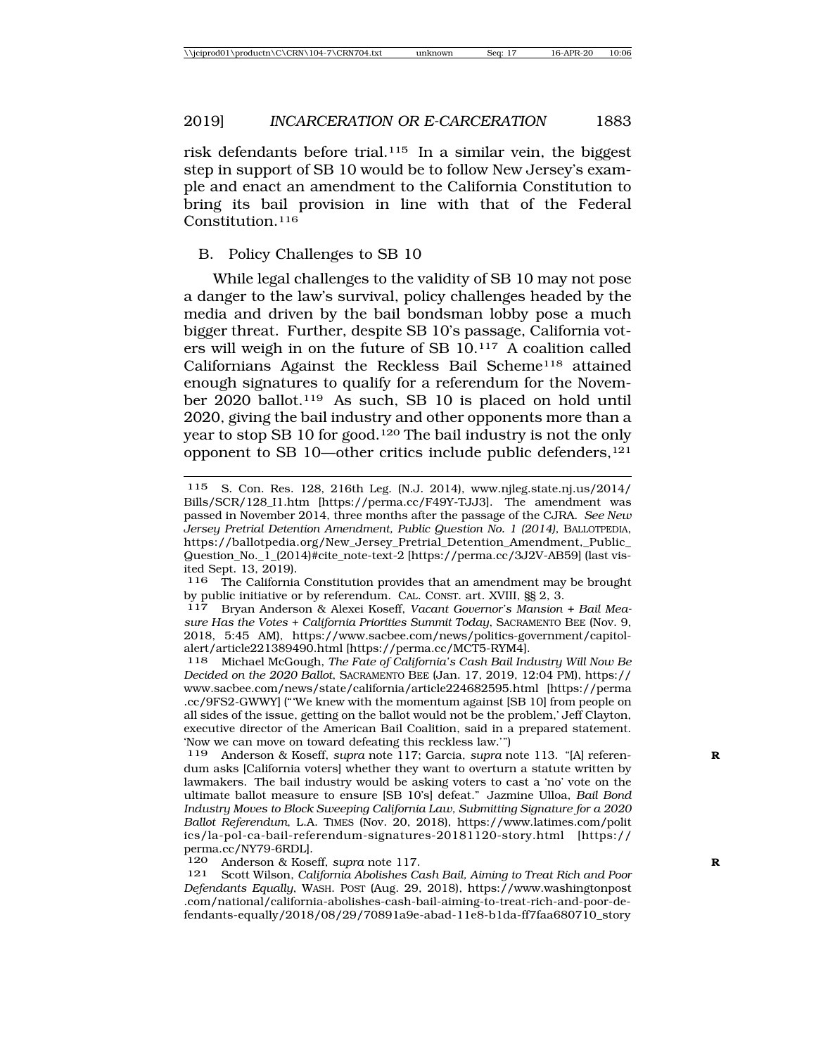risk defendants before trial.[115] In a similar vein, the biggest step in support of SB 10 would be to follow New Jersey's example and enact an amendment to the California Constitution to bring its bail provision in line with that of the Federal Constitution.[116]

## B. Policy Challenges to SB 10

While legal challenges to the validity of SB 10 may not pose a danger to the law's survival, policy challenges headed by the media and driven by the bail bondsman lobby pose a much bigger threat. Further, despite SB 10's passage, California voters will weigh in on the future of SB 10.[117] A coalition called Californians Against the Reckless Bail Scheme[118] attained enough signatures to qualify for a referendum for the November 2020 ballot.[119] As such, SB 10 is placed on hold until 2020, giving the bail industry and other opponents more than a year to stop SB 10 for good.[120] The bail industry is not the only opponent to SB 10—other critics include public defenders,[121]

---

115 S. Con. Res. 128, 216th Leg. (N.J. 2014), www.njleg.state.nj.us/2014/Bills/SCR/128_I1.htm [https://perma.cc/F49Y-TJJ3]. The amendment was passed in November 2014, three months after the passage of the CJRA. *See New Jersey Pretrial Detention Amendment, Public Question No. 1 (2014)*, BALLOTPEDIA, https://ballotpedia.org/New_Jersey_Pretrial_Detention_Amendment,_Public_Question_No._1_(2014)#cite_note-text-2 [https://perma.cc/3J2V-AB59] (last visited Sept. 13, 2019).

116 The California Constitution provides that an amendment may be brought by public initiative or by referendum. CAL. CONST. art. XVIII, §§ 2, 3.

117 Bryan Anderson & Alexei Koseff, *Vacant Governor's Mansion + Bail Measure Has the Votes + California Priorities Summit Today*, SACRAMENTO BEE (Nov. 9, 2018, 5:45 AM), https://www.sacbee.com/news/politics-government/capitol-alert/article221389490.html [https://perma.cc/MCT5-RYM4].

118 Michael McGough, *The Fate of California's Cash Bail Industry Will Now Be Decided on the 2020 Ballot*, SACRAMENTO BEE (Jan. 17, 2019, 12:04 PM), https://www.sacbee.com/news/state/california/article224682595.html [https://perma.cc/9FS2-GWWY] ("'We knew with the momentum against [SB 10] from people on all sides of the issue, getting on the ballot would not be the problem,' Jeff Clayton, executive director of the American Bail Coalition, said in a prepared statement. 'Now we can move on toward defeating this reckless law.'")

119 Anderson & Koseff, *supra* note 117; Garcia, *supra* note 113. "[A] referendum asks [California voters] whether they want to overturn a statute written by lawmakers. The bail industry would be asking voters to cast a 'no' vote on the ultimate ballot measure to ensure [SB 10's] defeat." Jazmine Ulloa, *Bail Bond Industry Moves to Block Sweeping California Law, Submitting Signature for a 2020 Ballot Referendum*, L.A. TIMES (Nov. 20, 2018), https://www.latimes.com/politics/la-pol-ca-bail-referendum-signatures-20181120-story.html [https://perma.cc/NY79-6RDL].

120 Anderson & Koseff, *supra* note 117.

121 Scott Wilson, *California Abolishes Cash Bail, Aiming to Treat Rich and Poor Defendants Equally*, WASH. POST (Aug. 29, 2018), https://www.washingtonpost.com/national/california-abolishes-cash-bail-aiming-to-treat-rich-and-poor-defendants-equally/2018/08/29/70891a9e-abad-11e8-b1da-ff7faa680710_story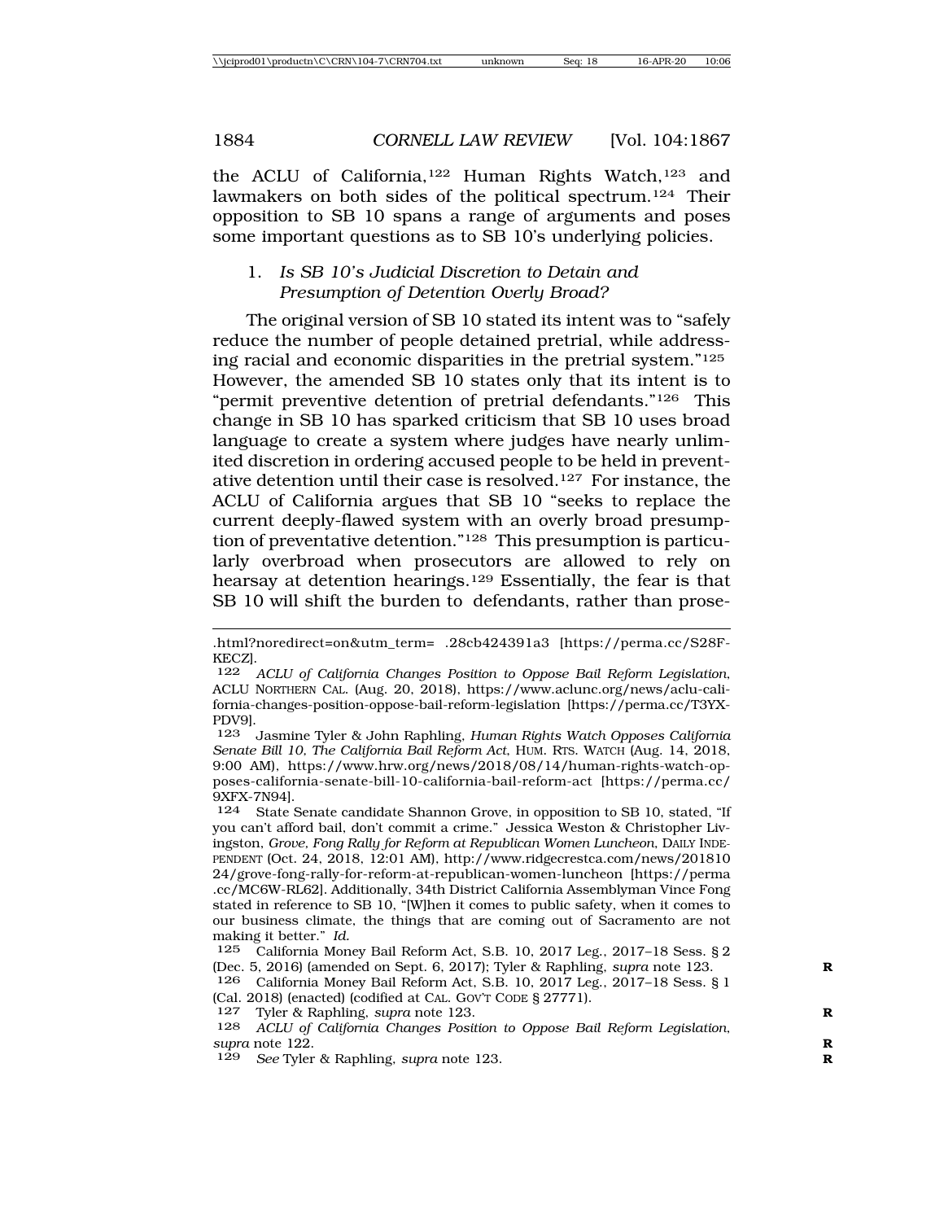the ACLU of California,[122] Human Rights Watch,[123] and lawmakers on both sides of the political spectrum.[124] Their opposition to SB 10 spans a range of arguments and poses some important questions as to SB 10's underlying policies.

### 1. *Is SB 10's Judicial Discretion to Detain and Presumption of Detention Overly Broad?*

The original version of SB 10 stated its intent was to "safely reduce the number of people detained pretrial, while addressing racial and economic disparities in the pretrial system."[125] However, the amended SB 10 states only that its intent is to "permit preventive detention of pretrial defendants."[126] This change in SB 10 has sparked criticism that SB 10 uses broad language to create a system where judges have nearly unlimited discretion in ordering accused people to be held in preventative detention until their case is resolved.[127] For instance, the ACLU of California argues that SB 10 "seeks to replace the current deeply-flawed system with an overly broad presumption of preventative detention."[128] This presumption is particularly overbroad when prosecutors are allowed to rely on hearsay at detention hearings.[129] Essentially, the fear is that SB 10 will shift the burden to defendants, rather than prose-

---

.html?noredirect=on&utm_term= .28cb424391a3 [https://perma.cc/S28F-KECZ].

122 *ACLU of California Changes Position to Oppose Bail Reform Legislation*, ACLU NORTHERN CAL. (Aug. 20, 2018), https://www.aclunc.org/news/aclu-california-changes-position-oppose-bail-reform-legislation [https://perma.cc/T3YX-PDV9].

123 Jasmine Tyler & John Raphling, *Human Rights Watch Opposes California Senate Bill 10, The California Bail Reform Act*, HUM. RTS. WATCH (Aug. 14, 2018, 9:00 AM), https://www.hrw.org/news/2018/08/14/human-rights-watch-opposes-california-senate-bill-10-california-bail-reform-act [https://perma.cc/9XFX-7N94].

124 State Senate candidate Shannon Grove, in opposition to SB 10, stated, "If you can't afford bail, don't commit a crime." Jessica Weston & Christopher Livingston, *Grove, Fong Rally for Reform at Republican Women Luncheon*, DAILY INDEPENDENT (Oct. 24, 2018, 12:01 AM), http://www.ridgecrestca.com/news/20181024/grove-fong-rally-for-reform-at-republican-women-luncheon [https://perma.cc/MC6W-RL62]. Additionally, 34th District California Assemblyman Vince Fong stated in reference to SB 10, "[W]hen it comes to public safety, when it comes to our business climate, the things that are coming out of Sacramento are not making it better." *Id.*

125 California Money Bail Reform Act, S.B. 10, 2017 Leg., 2017–18 Sess. § 2 (Dec. 5, 2016) (amended on Sept. 6, 2017); Tyler & Raphling, *supra* note 123.

126 California Money Bail Reform Act, S.B. 10, 2017 Leg., 2017–18 Sess. § 1 (Cal. 2018) (enacted) (codified at CAL. GOV'T CODE § 27771).

127 Tyler & Raphling, *supra* note 123.

128 *ACLU of California Changes Position to Oppose Bail Reform Legislation*, *supra* note 122.

129 *See* Tyler & Raphling, *supra* note 123.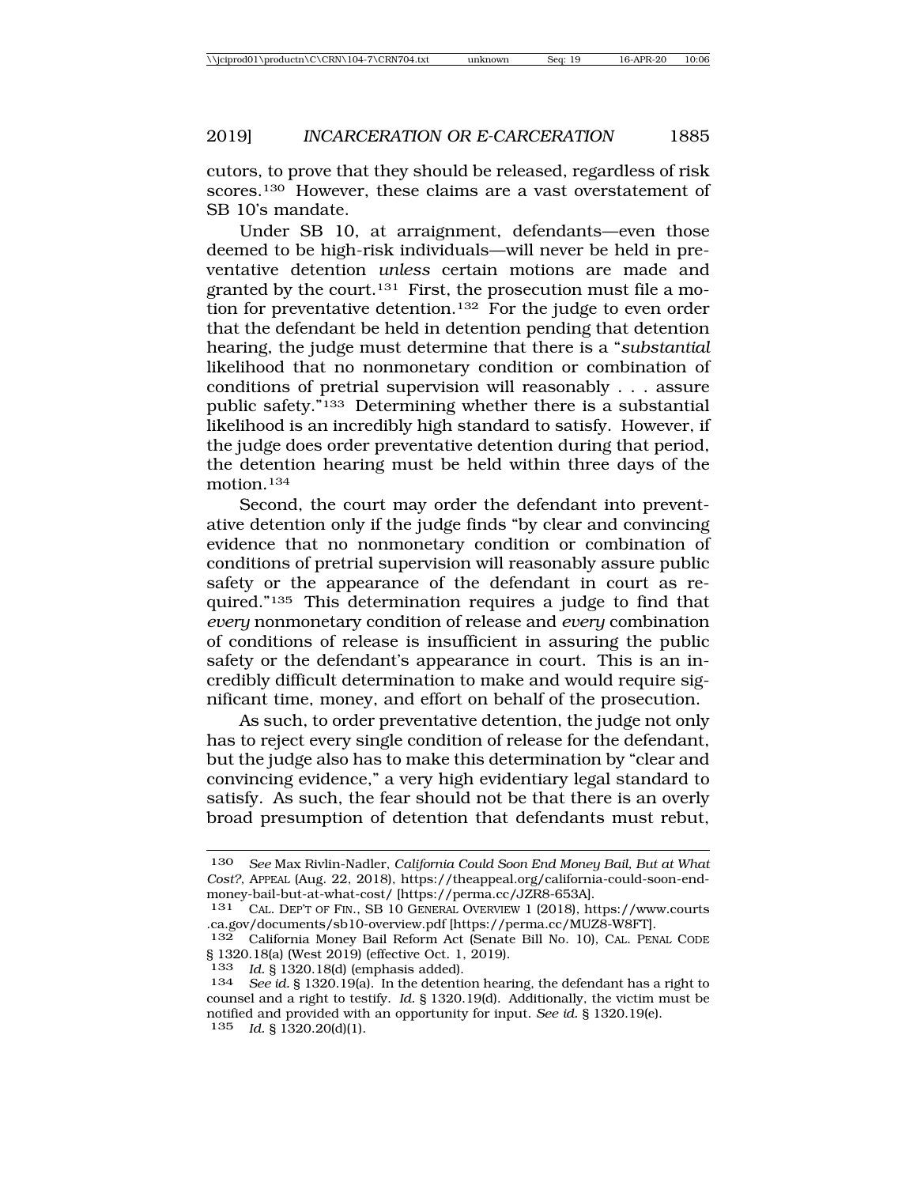cutors, to prove that they should be released, regardless of risk scores.[130] However, these claims are a vast overstatement of SB 10's mandate.

Under SB 10, at arraignment, defendants—even those deemed to be high-risk individuals—will never be held in preventative detention *unless* certain motions are made and granted by the court.[131] First, the prosecution must file a motion for preventative detention.[132] For the judge to even order that the defendant be held in detention pending that detention hearing, the judge must determine that there is a "*substantial* likelihood that no nonmonetary condition or combination of conditions of pretrial supervision will reasonably . . . assure public safety."[133] Determining whether there is a substantial likelihood is an incredibly high standard to satisfy. However, if the judge does order preventative detention during that period, the detention hearing must be held within three days of the motion.[134]

Second, the court may order the defendant into preventative detention only if the judge finds "by clear and convincing evidence that no nonmonetary condition or combination of conditions of pretrial supervision will reasonably assure public safety or the appearance of the defendant in court as required."[135] This determination requires a judge to find that *every* nonmonetary condition of release and *every* combination of conditions of release is insufficient in assuring the public safety or the defendant's appearance in court. This is an incredibly difficult determination to make and would require significant time, money, and effort on behalf of the prosecution.

As such, to order preventative detention, the judge not only has to reject every single condition of release for the defendant, but the judge also has to make this determination by "clear and convincing evidence," a very high evidentiary legal standard to satisfy. As such, the fear should not be that there is an overly broad presumption of detention that defendants must rebut,

---

130 *See* Max Rivlin-Nadler, *California Could Soon End Money Bail, But at What Cost?*, APPEAL (Aug. 22, 2018), https://theappeal.org/california-could-soon-end-money-bail-but-at-what-cost/ [https://perma.cc/JZR8-653A].

131 CAL. DEP'T OF FIN., SB 10 GENERAL OVERVIEW 1 (2018), https://www.courts.ca.gov/documents/sb10-overview.pdf [https://perma.cc/MUZ8-W8FT].

132 California Money Bail Reform Act (Senate Bill No. 10), CAL. PENAL CODE § 1320.18(a) (West 2019) (effective Oct. 1, 2019).

133 *Id.* § 1320.18(d) (emphasis added).

134 *See id.* § 1320.19(a). In the detention hearing, the defendant has a right to counsel and a right to testify. *Id.* § 1320.19(d). Additionally, the victim must be notified and provided with an opportunity for input. *See id.* § 1320.19(e).

135 *Id.* § 1320.20(d)(1).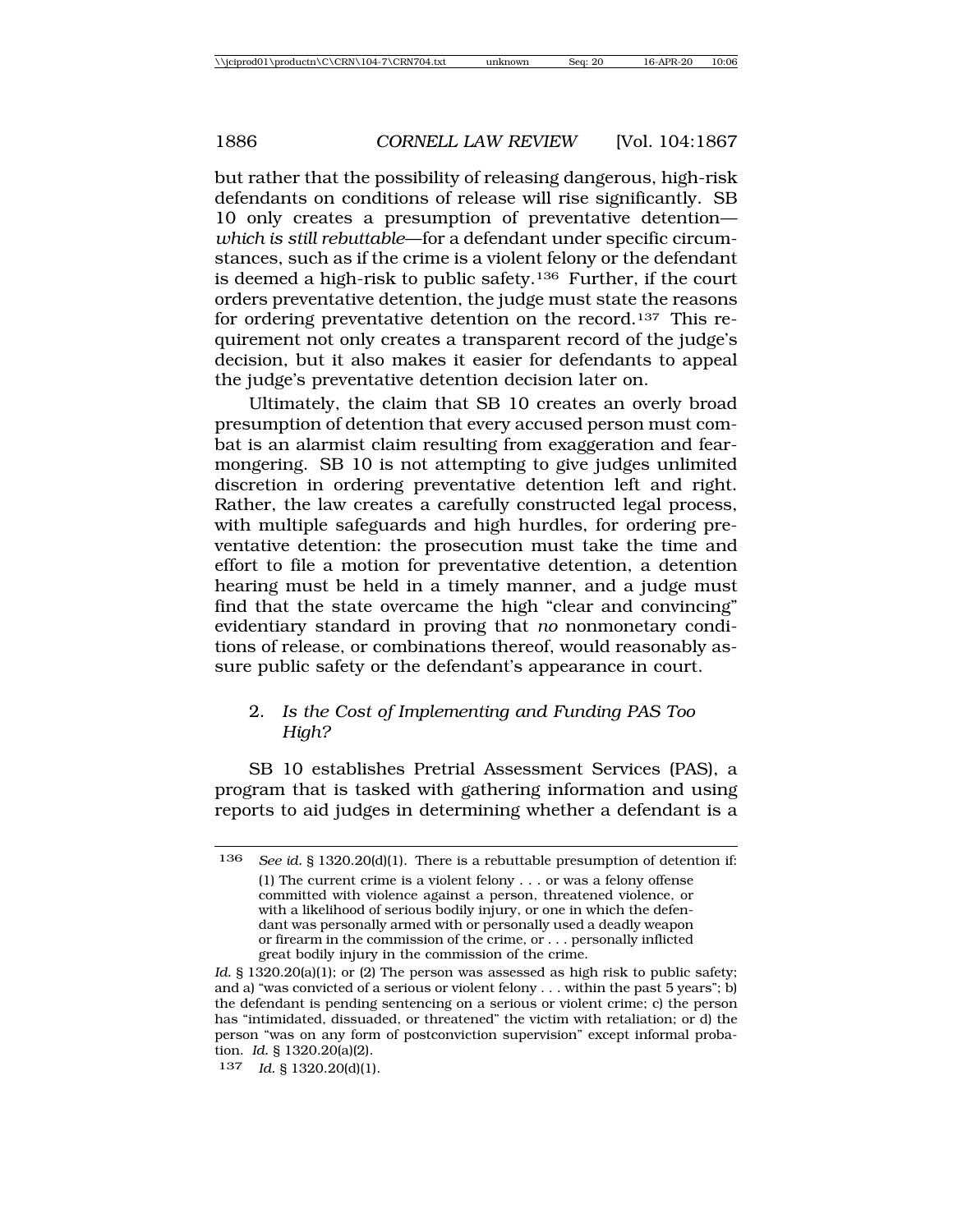but rather that the possibility of releasing dangerous, high-risk defendants on conditions of release will rise significantly. SB 10 only creates a presumption of preventative detention—*which is still rebuttable*—for a defendant under specific circumstances, such as if the crime is a violent felony or the defendant is deemed a high-risk to public safety.[136] Further, if the court orders preventative detention, the judge must state the reasons for ordering preventative detention on the record.[137] This requirement not only creates a transparent record of the judge's decision, but it also makes it easier for defendants to appeal the judge's preventative detention decision later on.

Ultimately, the claim that SB 10 creates an overly broad presumption of detention that every accused person must combat is an alarmist claim resulting from exaggeration and fear-mongering. SB 10 is not attempting to give judges unlimited discretion in ordering preventative detention left and right. Rather, the law creates a carefully constructed legal process, with multiple safeguards and high hurdles, for ordering preventative detention: the prosecution must take the time and effort to file a motion for preventative detention, a detention hearing must be held in a timely manner, and a judge must find that the state overcame the high "clear and convincing" evidentiary standard in proving that *no* nonmonetary conditions of release, or combinations thereof, would reasonably assure public safety or the defendant's appearance in court.

### 2. *Is the Cost of Implementing and Funding PAS Too High?*

SB 10 establishes Pretrial Assessment Services (PAS), a program that is tasked with gathering information and using reports to aid judges in determining whether a defendant is a

---

136 *See id.* § 1320.20(d)(1). There is a rebuttable presumption of detention if:

> (1) The current crime is a violent felony . . . or was a felony offense committed with violence against a person, threatened violence, or with a likelihood of serious bodily injury, or one in which the defendant was personally armed with or personally used a deadly weapon or firearm in the commission of the crime, or . . . personally inflicted great bodily injury in the commission of the crime.

*Id.* § 1320.20(a)(1); or (2) The person was assessed as high risk to public safety; and a) "was convicted of a serious or violent felony . . . within the past 5 years"; b) the defendant is pending sentencing on a serious or violent crime; c) the person has "intimidated, dissuaded, or threatened" the victim with retaliation; or d) the person "was on any form of postconviction supervision" except informal probation. *Id.* § 1320.20(a)(2).

137 *Id.* § 1320.20(d)(1).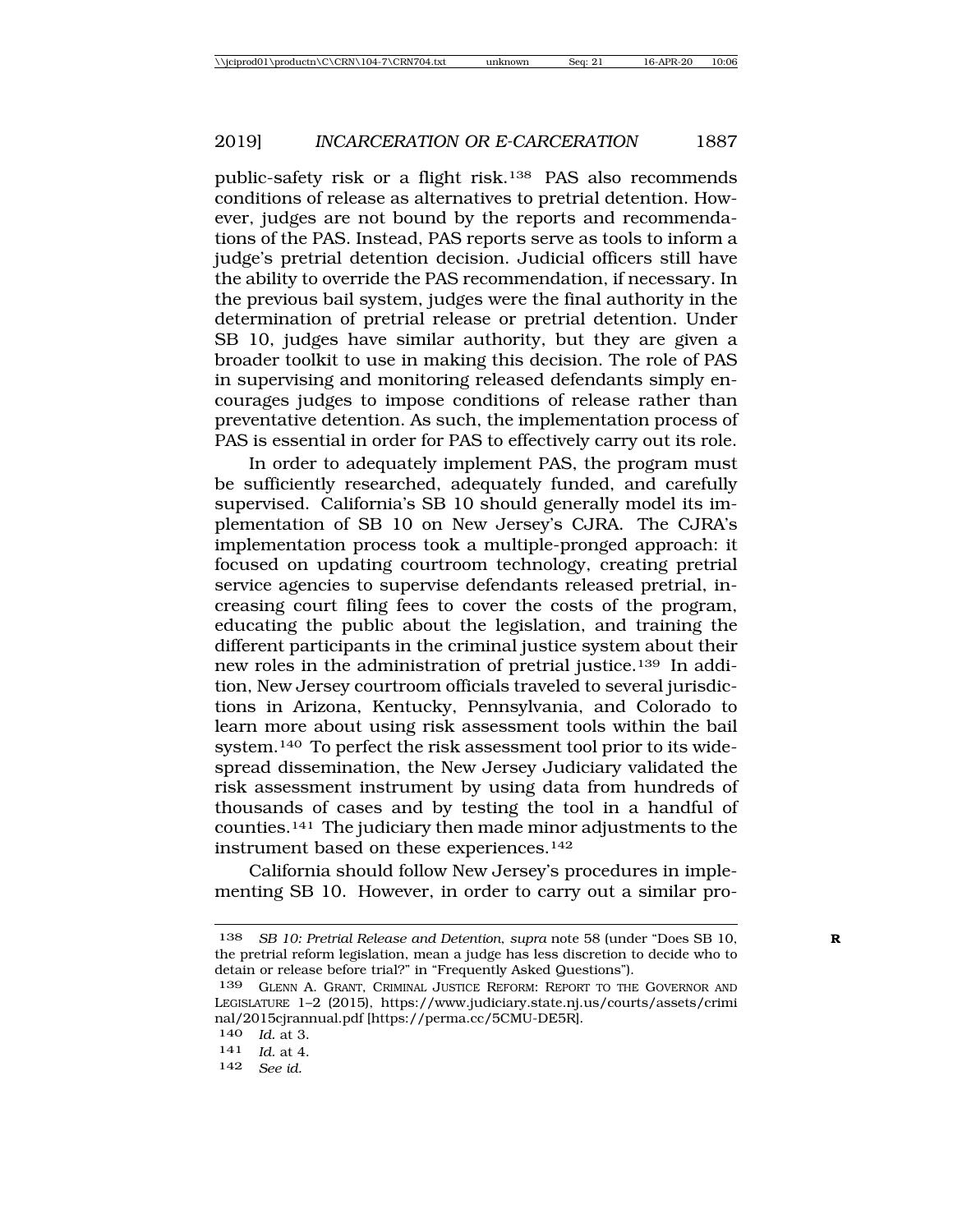public-safety risk or a flight risk.[138] PAS also recommends conditions of release as alternatives to pretrial detention. However, judges are not bound by the reports and recommendations of the PAS. Instead, PAS reports serve as tools to inform a judge's pretrial detention decision. Judicial officers still have the ability to override the PAS recommendation, if necessary. In the previous bail system, judges were the final authority in the determination of pretrial release or pretrial detention. Under SB 10, judges have similar authority, but they are given a broader toolkit to use in making this decision. The role of PAS in supervising and monitoring released defendants simply encourages judges to impose conditions of release rather than preventative detention. As such, the implementation process of PAS is essential in order for PAS to effectively carry out its role.

In order to adequately implement PAS, the program must be sufficiently researched, adequately funded, and carefully supervised. California's SB 10 should generally model its implementation of SB 10 on New Jersey's CJRA. The CJRA's implementation process took a multiple-pronged approach: it focused on updating courtroom technology, creating pretrial service agencies to supervise defendants released pretrial, increasing court filing fees to cover the costs of the program, educating the public about the legislation, and training the different participants in the criminal justice system about their new roles in the administration of pretrial justice.[139] In addition, New Jersey courtroom officials traveled to several jurisdictions in Arizona, Kentucky, Pennsylvania, and Colorado to learn more about using risk assessment tools within the bail system.[140] To perfect the risk assessment tool prior to its widespread dissemination, the New Jersey Judiciary validated the risk assessment instrument by using data from hundreds of thousands of cases and by testing the tool in a handful of counties.[141] The judiciary then made minor adjustments to the instrument based on these experiences.[142]

California should follow New Jersey's procedures in implementing SB 10. However, in order to carry out a similar pro-

---

138 *SB 10: Pretrial Release and Detention*, *supra* note 58 (under "Does SB 10, the pretrial reform legislation, mean a judge has less discretion to decide who to detain or release before trial?" in "Frequently Asked Questions").

139 GLENN A. GRANT, CRIMINAL JUSTICE REFORM: REPORT TO THE GOVERNOR AND LEGISLATURE 1–2 (2015), https://www.judiciary.state.nj.us/courts/assets/criminal/2015cjrannual.pdf [https://perma.cc/5CMU-DE5R].

140 *Id.* at 3.

141 *Id.* at 4.

142 *See id.*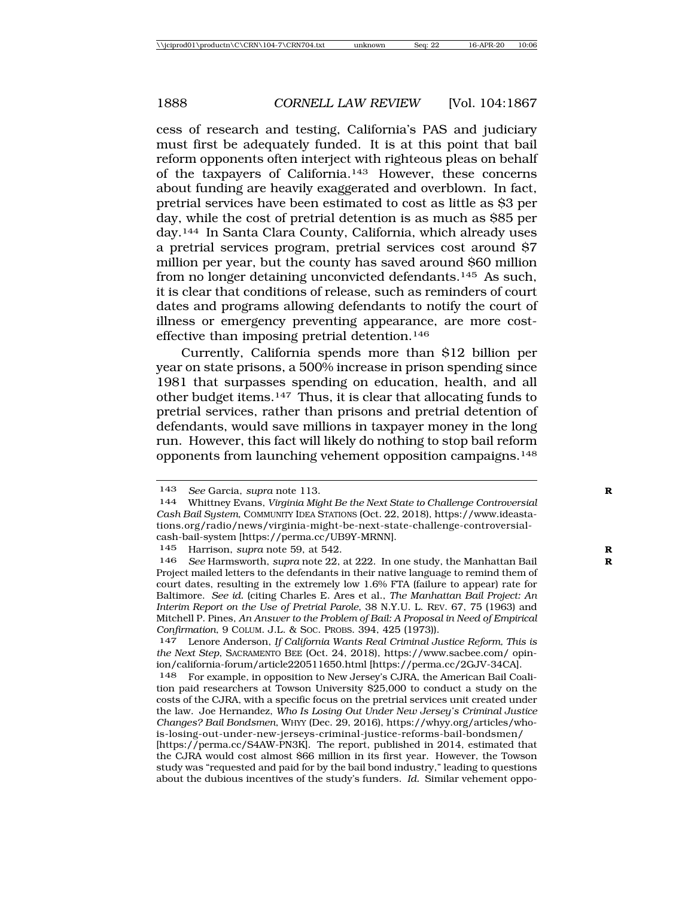cess of research and testing, California's PAS and judiciary must first be adequately funded. It is at this point that bail reform opponents often interject with righteous pleas on behalf of the taxpayers of California.[143] However, these concerns about funding are heavily exaggerated and overblown. In fact, pretrial services have been estimated to cost as little as $3 per day, while the cost of pretrial detention is as much as $85 per day.[144] In Santa Clara County, California, which already uses a pretrial services program, pretrial services cost around $7 million per year, but the county has saved around $60 million from no longer detaining unconvicted defendants.[145] As such, it is clear that conditions of release, such as reminders of court dates and programs allowing defendants to notify the court of illness or emergency preventing appearance, are more cost-effective than imposing pretrial detention.[146]

Currently, California spends more than $12 billion per year on state prisons, a 500% increase in prison spending since 1981 that surpasses spending on education, health, and all other budget items.[147] Thus, it is clear that allocating funds to pretrial services, rather than prisons and pretrial detention of defendants, would save millions in taxpayer money in the long run. However, this fact will likely do nothing to stop bail reform opponents from launching vehement opposition campaigns.[148]

---

143 *See* Garcia, *supra* note 113.

144 Whittney Evans, *Virginia Might Be the Next State to Challenge Controversial Cash Bail System*, COMMUNITY IDEA STATIONS (Oct. 22, 2018), https://www.ideastations.org/radio/news/virginia-might-be-next-state-challenge-controversial-cash-bail-system [https://perma.cc/UB9Y-MRNN].

145 Harrison, *supra* note 59, at 542.

146 *See* Harmsworth, *supra* note 22, at 222. In one study, the Manhattan Bail Project mailed letters to the defendants in their native language to remind them of court dates, resulting in the extremely low 1.6% FTA (failure to appear) rate for Baltimore. *See id.* (citing Charles E. Ares et al., *The Manhattan Bail Project: An Interim Report on the Use of Pretrial Parole*, 38 N.Y.U. L. REV. 67, 75 (1963) and Mitchell P. Pines, *An Answer to the Problem of Bail: A Proposal in Need of Empirical Confirmation*, 9 COLUM. J.L. & SOC. PROBS. 394, 425 (1973)).

147 Lenore Anderson, *If California Wants Real Criminal Justice Reform, This is the Next Step*, SACRAMENTO BEE (Oct. 24, 2018), https://www.sacbee.com/opinion/california-forum/article220511650.html [https://perma.cc/2GJV-34CA].

148 For example, in opposition to New Jersey's CJRA, the American Bail Coalition paid researchers at Towson University $25,000 to conduct a study on the costs of the CJRA, with a specific focus on the pretrial services unit created under the law. Joe Hernandez, *Who Is Losing Out Under New Jersey's Criminal Justice Changes? Bail Bondsmen*, WHYY (Dec. 29, 2016), https://whyy.org/articles/who-is-losing-out-under-new-jerseys-criminal-justice-reforms-bail-bondsmen/ [https://perma.cc/S4AW-PN3K]. The report, published in 2014, estimated that the CJRA would cost almost $66 million in its first year. However, the Towson study was "requested and paid for by the bail bond industry," leading to questions about the dubious incentives of the study's funders. *Id.* Similar vehement oppo-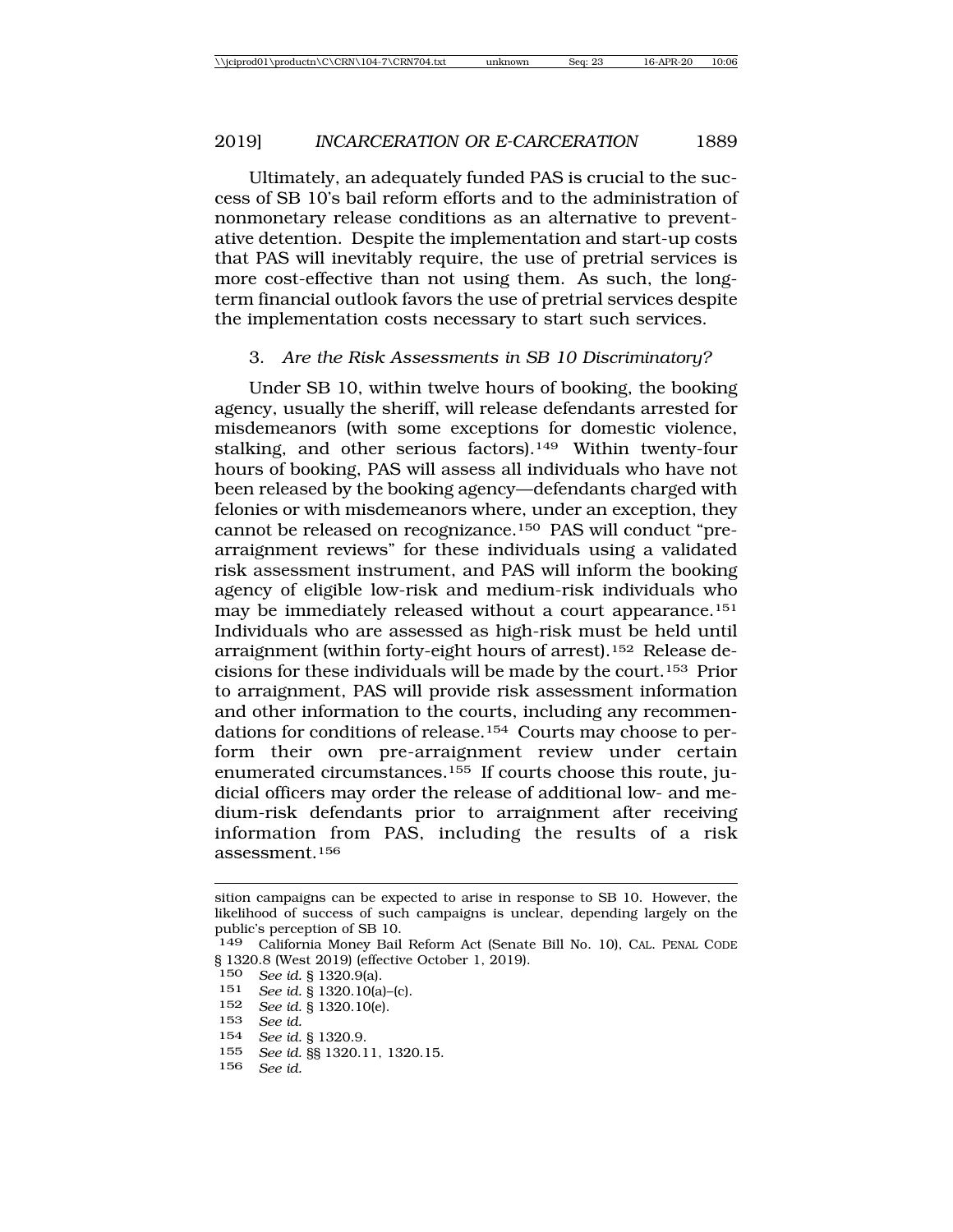Ultimately, an adequately funded PAS is crucial to the success of SB 10's bail reform efforts and to the administration of nonmonetary release conditions as an alternative to preventative detention. Despite the implementation and start-up costs that PAS will inevitably require, the use of pretrial services is more cost-effective than not using them. As such, the long-term financial outlook favors the use of pretrial services despite the implementation costs necessary to start such services.

### 3. *Are the Risk Assessments in SB 10 Discriminatory?*

Under SB 10, within twelve hours of booking, the booking agency, usually the sheriff, will release defendants arrested for misdemeanors (with some exceptions for domestic violence, stalking, and other serious factors).[149] Within twenty-four hours of booking, PAS will assess all individuals who have not been released by the booking agency—defendants charged with felonies or with misdemeanors where, under an exception, they cannot be released on recognizance.[150] PAS will conduct "pre-arraignment reviews" for these individuals using a validated risk assessment instrument, and PAS will inform the booking agency of eligible low-risk and medium-risk individuals who may be immediately released without a court appearance.[151] Individuals who are assessed as high-risk must be held until arraignment (within forty-eight hours of arrest).[152] Release decisions for these individuals will be made by the court.[153] Prior to arraignment, PAS will provide risk assessment information and other information to the courts, including any recommendations for conditions of release.[154] Courts may choose to perform their own pre-arraignment review under certain enumerated circumstances.[155] If courts choose this route, judicial officers may order the release of additional low- and medium-risk defendants prior to arraignment after receiving information from PAS, including the results of a risk assessment.[156]

---

sition campaigns can be expected to arise in response to SB 10. However, the likelihood of success of such campaigns is unclear, depending largely on the public's perception of SB 10.

149 California Money Bail Reform Act (Senate Bill No. 10), CAL. PENAL CODE § 1320.8 (West 2019) (effective October 1, 2019).

150 *See id.* § 1320.9(a).

151 *See id.* § 1320.10(a)–(c).

152 *See id.* § 1320.10(e).

153 *See id.*

154 *See id.* § 1320.9.

155 *See id.* §§ 1320.11, 1320.15.

156 *See id.*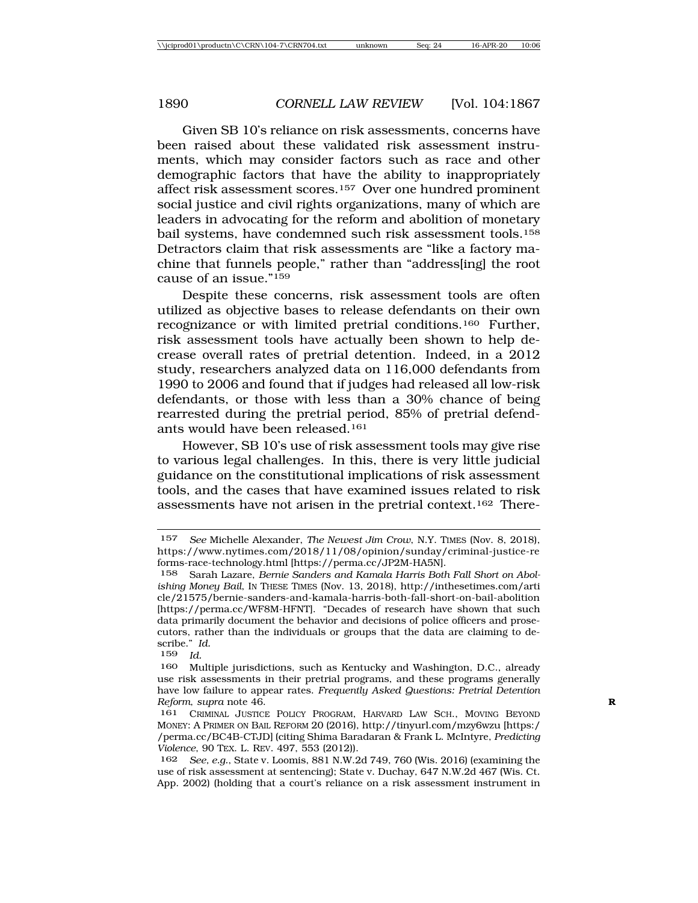Given SB 10's reliance on risk assessments, concerns have been raised about these validated risk assessment instruments, which may consider factors such as race and other demographic factors that have the ability to inappropriately affect risk assessment scores.[157] Over one hundred prominent social justice and civil rights organizations, many of which are leaders in advocating for the reform and abolition of monetary bail systems, have condemned such risk assessment tools.[158] Detractors claim that risk assessments are "like a factory machine that funnels people," rather than "address[ing] the root cause of an issue."[159]

Despite these concerns, risk assessment tools are often utilized as objective bases to release defendants on their own recognizance or with limited pretrial conditions.[160] Further, risk assessment tools have actually been shown to help decrease overall rates of pretrial detention. Indeed, in a 2012 study, researchers analyzed data on 116,000 defendants from 1990 to 2006 and found that if judges had released all low-risk defendants, or those with less than a 30% chance of being rearrested during the pretrial period, 85% of pretrial defendants would have been released.[161]

However, SB 10's use of risk assessment tools may give rise to various legal challenges. In this, there is very little judicial guidance on the constitutional implications of risk assessment tools, and the cases that have examined issues related to risk assessments have not arisen in the pretrial context.[162] There-

---

157 *See* Michelle Alexander, *The Newest Jim Crow*, N.Y. TIMES (Nov. 8, 2018), https://www.nytimes.com/2018/11/08/opinion/sunday/criminal-justice-reforms-race-technology.html [https://perma.cc/JP2M-HA5N].

158 Sarah Lazare, *Bernie Sanders and Kamala Harris Both Fall Short on Abolishing Money Bail*, IN THESE TIMES (Nov. 13, 2018), http://inthesetimes.com/article/21575/bernie-sanders-and-kamala-harris-both-fall-short-on-bail-abolition [https://perma.cc/WF8M-HFNT]. "Decades of research have shown that such data primarily document the behavior and decisions of police officers and prosecutors, rather than the individuals or groups that the data are claiming to describe." *Id.*

159 *Id.*

160 Multiple jurisdictions, such as Kentucky and Washington, D.C., already use risk assessments in their pretrial programs, and these programs generally have low failure to appear rates. *Frequently Asked Questions: Pretrial Detention Reform*, *supra* note 46.

161 CRIMINAL JUSTICE POLICY PROGRAM, HARVARD LAW SCH., MOVING BEYOND MONEY: A PRIMER ON BAIL REFORM 20 (2016), http://tinyurl.com/mzy6wzu [https://perma.cc/BC4B-CTJD] (citing Shima Baradaran & Frank L. McIntyre, *Predicting Violence*, 90 TEX. L. REV. 497, 553 (2012)).

162 *See, e.g.*, State v. Loomis, 881 N.W.2d 749, 760 (Wis. 2016) (examining the use of risk assessment at sentencing); State v. Duchay, 647 N.W.2d 467 (Wis. Ct. App. 2002) (holding that a court's reliance on a risk assessment instrument in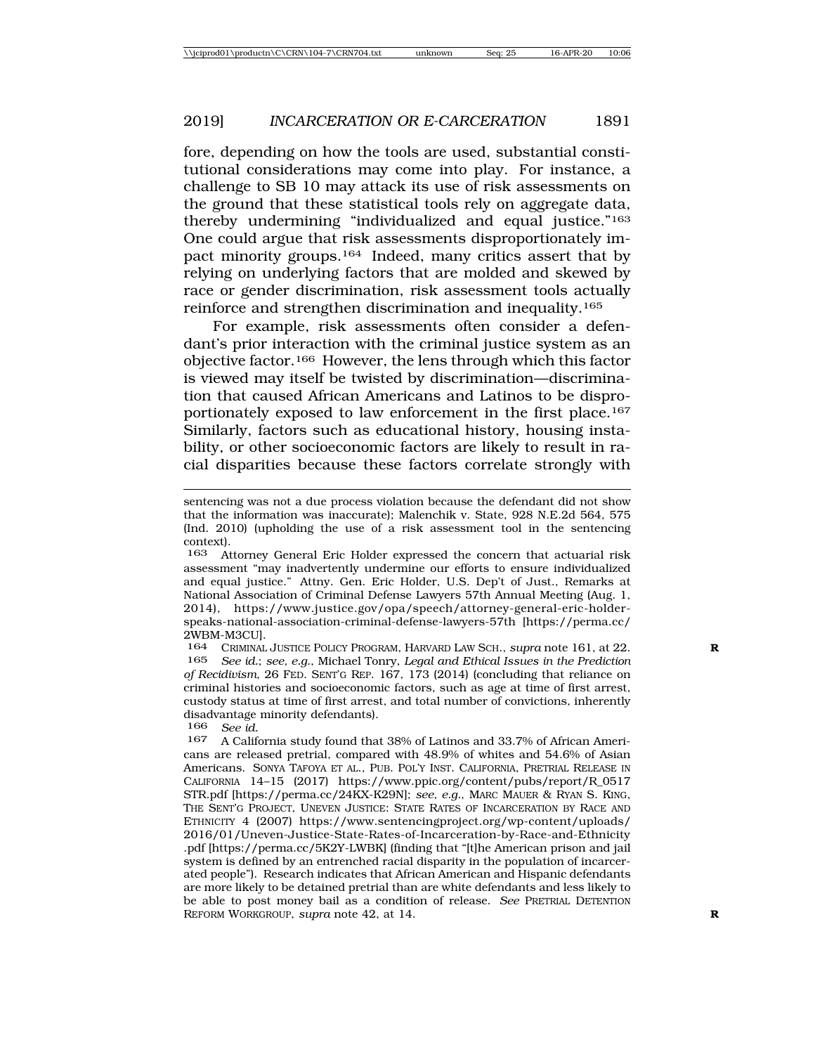fore, depending on how the tools are used, substantial constitutional considerations may come into play. For instance, a challenge to SB 10 may attack its use of risk assessments on the ground that these statistical tools rely on aggregate data, thereby undermining "individualized and equal justice."[163] One could argue that risk assessments disproportionately impact minority groups.[164] Indeed, many critics assert that by relying on underlying factors that are molded and skewed by race or gender discrimination, risk assessment tools actually reinforce and strengthen discrimination and inequality.[165]

For example, risk assessments often consider a defendant's prior interaction with the criminal justice system as an objective factor.[166] However, the lens through which this factor is viewed may itself be twisted by discrimination—discrimination that caused African Americans and Latinos to be disproportionately exposed to law enforcement in the first place.[167] Similarly, factors such as educational history, housing instability, or other socioeconomic factors are likely to result in racial disparities because these factors correlate strongly with

---

sentencing was not a due process violation because the defendant did not show that the information was inaccurate); Malenchik v. State, 928 N.E.2d 564, 575 (Ind. 2010) (upholding the use of a risk assessment tool in the sentencing context).

163 Attorney General Eric Holder expressed the concern that actuarial risk assessment "may inadvertently undermine our efforts to ensure individualized and equal justice." Attny. Gen. Eric Holder, U.S. Dep't of Just., Remarks at National Association of Criminal Defense Lawyers 57th Annual Meeting (Aug. 1, 2014), https://www.justice.gov/opa/speech/attorney-general-eric-holder-speaks-national-association-criminal-defense-lawyers-57th [https://perma.cc/2WBM-M3CU].

164 CRIMINAL JUSTICE POLICY PROGRAM, HARVARD LAW SCH., *supra* note 161, at 22.

165 *See id.*; *see, e.g.*, Michael Tonry, *Legal and Ethical Issues in the Prediction of Recidivism*, 26 FED. SENT'G REP. 167, 173 (2014) (concluding that reliance on criminal histories and socioeconomic factors, such as age at time of first arrest, custody status at time of first arrest, and total number of convictions, inherently disadvantage minority defendants).

166 *See id.*

167 A California study found that 38% of Latinos and 33.7% of African Americans are released pretrial, compared with 48.9% of whites and 54.6% of Asian Americans. SONYA TAFOYA ET AL., PUB. POL'Y INST. CALIFORNIA, PRETRIAL RELEASE IN CALIFORNIA 14–15 (2017) https://www.ppic.org/content/pubs/report/R_0517STR.pdf [https://perma.cc/24KX-K29N]; *see, e.g.*, MARC MAUER & RYAN S. KING, THE SENT'G PROJECT, UNEVEN JUSTICE: STATE RATES OF INCARCERATION BY RACE AND ETHNICITY 4 (2007) https://www.sentencingproject.org/wp-content/uploads/2016/01/Uneven-Justice-State-Rates-of-Incarceration-by-Race-and-Ethnicity.pdf [https://perma.cc/5K2Y-LWBK] (finding that "[t]he American prison and jail system is defined by an entrenched racial disparity in the population of incarcerated people"). Research indicates that African American and Hispanic defendants are more likely to be detained pretrial than are white defendants and less likely to be able to post money bail as a condition of release. *See* PRETRIAL DETENTION REFORM WORKGROUP, *supra* note 42, at 14.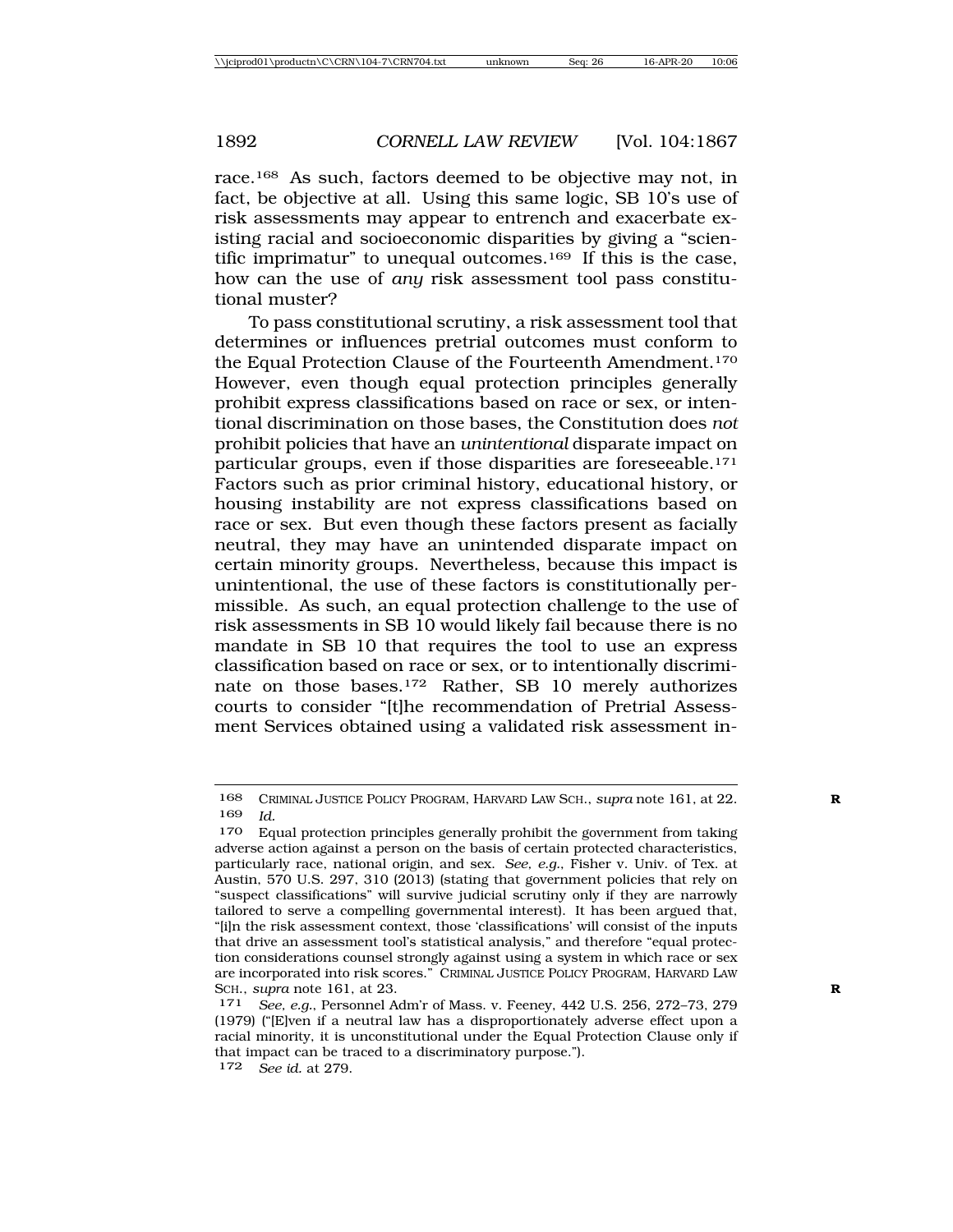race.[168] As such, factors deemed to be objective may not, in fact, be objective at all. Using this same logic, SB 10's use of risk assessments may appear to entrench and exacerbate existing racial and socioeconomic disparities by giving a "scientific imprimatur" to unequal outcomes.[169] If this is the case, how can the use of *any* risk assessment tool pass constitutional muster?

To pass constitutional scrutiny, a risk assessment tool that determines or influences pretrial outcomes must conform to the Equal Protection Clause of the Fourteenth Amendment.[170] However, even though equal protection principles generally prohibit express classifications based on race or sex, or intentional discrimination on those bases, the Constitution does *not* prohibit policies that have an *unintentional* disparate impact on particular groups, even if those disparities are foreseeable.[171] Factors such as prior criminal history, educational history, or housing instability are not express classifications based on race or sex. But even though these factors present as facially neutral, they may have an unintended disparate impact on certain minority groups. Nevertheless, because this impact is unintentional, the use of these factors is constitutionally permissible. As such, an equal protection challenge to the use of risk assessments in SB 10 would likely fail because there is no mandate in SB 10 that requires the tool to use an express classification based on race or sex, or to intentionally discriminate on those bases.[172] Rather, SB 10 merely authorizes courts to consider "[t]he recommendation of Pretrial Assessment Services obtained using a validated risk assessment in-

---

168 CRIMINAL JUSTICE POLICY PROGRAM, HARVARD LAW SCH., *supra* note 161, at 22.

169 *Id.*

170 Equal protection principles generally prohibit the government from taking adverse action against a person on the basis of certain protected characteristics, particularly race, national origin, and sex. *See, e.g.*, Fisher v. Univ. of Tex. at Austin, 570 U.S. 297, 310 (2013) (stating that government policies that rely on "suspect classifications" will survive judicial scrutiny only if they are narrowly tailored to serve a compelling governmental interest). It has been argued that, "[i]n the risk assessment context, those 'classifications' will consist of the inputs that drive an assessment tool's statistical analysis," and therefore "equal protection considerations counsel strongly against using a system in which race or sex are incorporated into risk scores." CRIMINAL JUSTICE POLICY PROGRAM, HARVARD LAW SCH., *supra* note 161, at 23.

171 *See, e.g.*, Personnel Adm'r of Mass. v. Feeney, 442 U.S. 256, 272–73, 279 (1979) ("[E]ven if a neutral law has a disproportionately adverse effect upon a racial minority, it is unconstitutional under the Equal Protection Clause only if that impact can be traced to a discriminatory purpose.").

172 *See id.* at 279.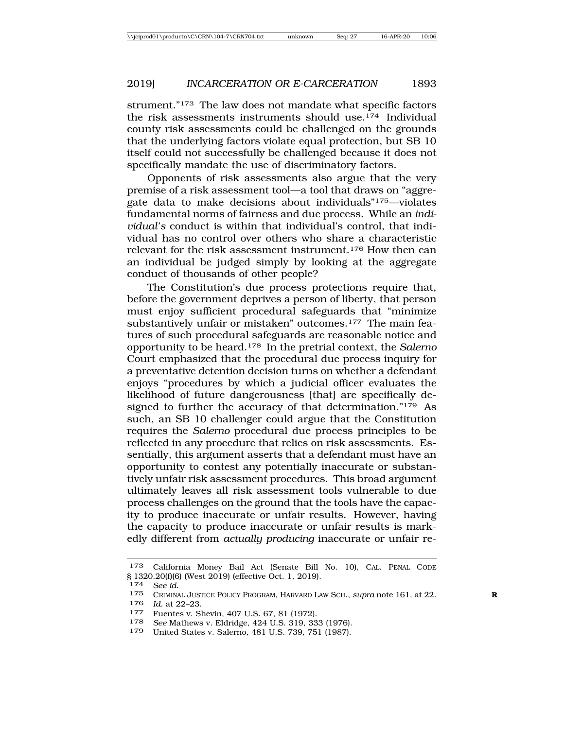strument."[173] The law does not mandate what specific factors the risk assessments instruments should use.[174] Individual county risk assessments could be challenged on the grounds that the underlying factors violate equal protection, but SB 10 itself could not successfully be challenged because it does not specifically mandate the use of discriminatory factors.

Opponents of risk assessments also argue that the very premise of a risk assessment tool—a tool that draws on "aggregate data to make decisions about individuals"[175]—violates fundamental norms of fairness and due process. While an *individual's* conduct is within that individual's control, that individual has no control over others who share a characteristic relevant for the risk assessment instrument.[176] How then can an individual be judged simply by looking at the aggregate conduct of thousands of other people?

The Constitution's due process protections require that, before the government deprives a person of liberty, that person must enjoy sufficient procedural safeguards that "minimize substantively unfair or mistaken" outcomes.[177] The main features of such procedural safeguards are reasonable notice and opportunity to be heard.[178] In the pretrial context, the *Salerno* Court emphasized that the procedural due process inquiry for a preventative detention decision turns on whether a defendant enjoys "procedures by which a judicial officer evaluates the likelihood of future dangerousness [that] are specifically designed to further the accuracy of that determination."[179] As such, an SB 10 challenger could argue that the Constitution requires the *Salerno* procedural due process principles to be reflected in any procedure that relies on risk assessments. Essentially, this argument asserts that a defendant must have an opportunity to contest any potentially inaccurate or substantively unfair risk assessment procedures. This broad argument ultimately leaves all risk assessment tools vulnerable to due process challenges on the ground that the tools have the capacity to produce inaccurate or unfair results. However, having the capacity to produce inaccurate or unfair results is markedly different from *actually producing* inaccurate or unfair re-

---

173 California Money Bail Act (Senate Bill No. 10), CAL. PENAL CODE § 1320.20(f)(6) (West 2019) (effective Oct. 1, 2019).

174 *See id.*

175 CRIMINAL JUSTICE POLICY PROGRAM, HARVARD LAW SCH., *supra* note 161, at 22.

176 *Id.* at 22–23.

177 Fuentes v. Shevin, 407 U.S. 67, 81 (1972).

178 *See* Mathews v. Eldridge, 424 U.S. 319, 333 (1976).

179 United States v. Salerno, 481 U.S. 739, 751 (1987).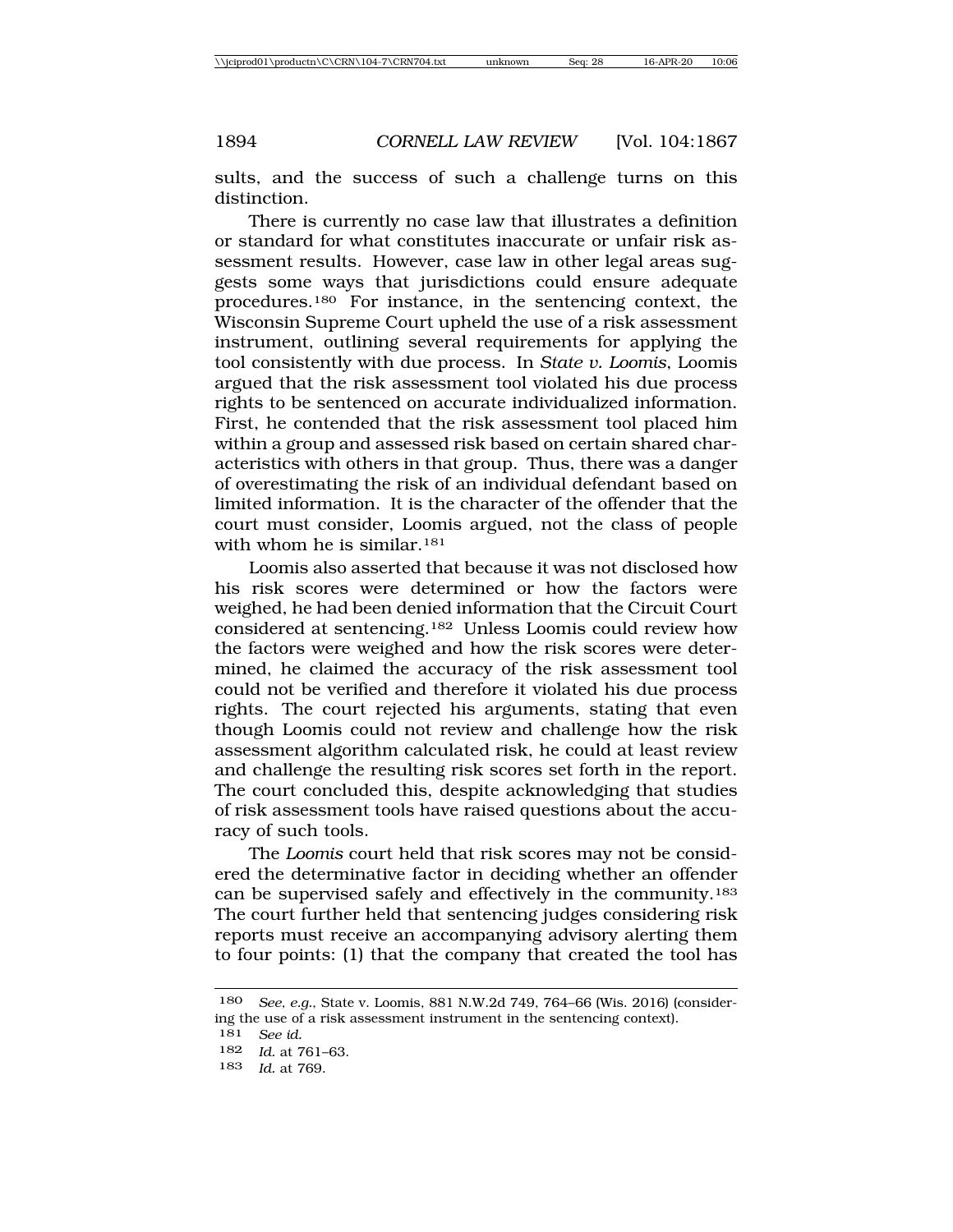sults, and the success of such a challenge turns on this distinction.

There is currently no case law that illustrates a definition or standard for what constitutes inaccurate or unfair risk assessment results. However, case law in other legal areas suggests some ways that jurisdictions could ensure adequate procedures.[180] For instance, in the sentencing context, the Wisconsin Supreme Court upheld the use of a risk assessment instrument, outlining several requirements for applying the tool consistently with due process. In *State v. Loomis*, Loomis argued that the risk assessment tool violated his due process rights to be sentenced on accurate individualized information. First, he contended that the risk assessment tool placed him within a group and assessed risk based on certain shared characteristics with others in that group. Thus, there was a danger of overestimating the risk of an individual defendant based on limited information. It is the character of the offender that the court must consider, Loomis argued, not the class of people with whom he is similar.[181]

Loomis also asserted that because it was not disclosed how his risk scores were determined or how the factors were weighed, he had been denied information that the Circuit Court considered at sentencing.[182] Unless Loomis could review how the factors were weighed and how the risk scores were determined, he claimed the accuracy of the risk assessment tool could not be verified and therefore it violated his due process rights. The court rejected his arguments, stating that even though Loomis could not review and challenge how the risk assessment algorithm calculated risk, he could at least review and challenge the resulting risk scores set forth in the report. The court concluded this, despite acknowledging that studies of risk assessment tools have raised questions about the accuracy of such tools.

The *Loomis* court held that risk scores may not be considered the determinative factor in deciding whether an offender can be supervised safely and effectively in the community.[183] The court further held that sentencing judges considering risk reports must receive an accompanying advisory alerting them to four points: (1) that the company that created the tool has

---

180 *See, e.g.*, State v. Loomis, 881 N.W.2d 749, 764–66 (Wis. 2016) (considering the use of a risk assessment instrument in the sentencing context).

181 *See id.*

182 *Id.* at 761–63.

183 *Id.* at 769.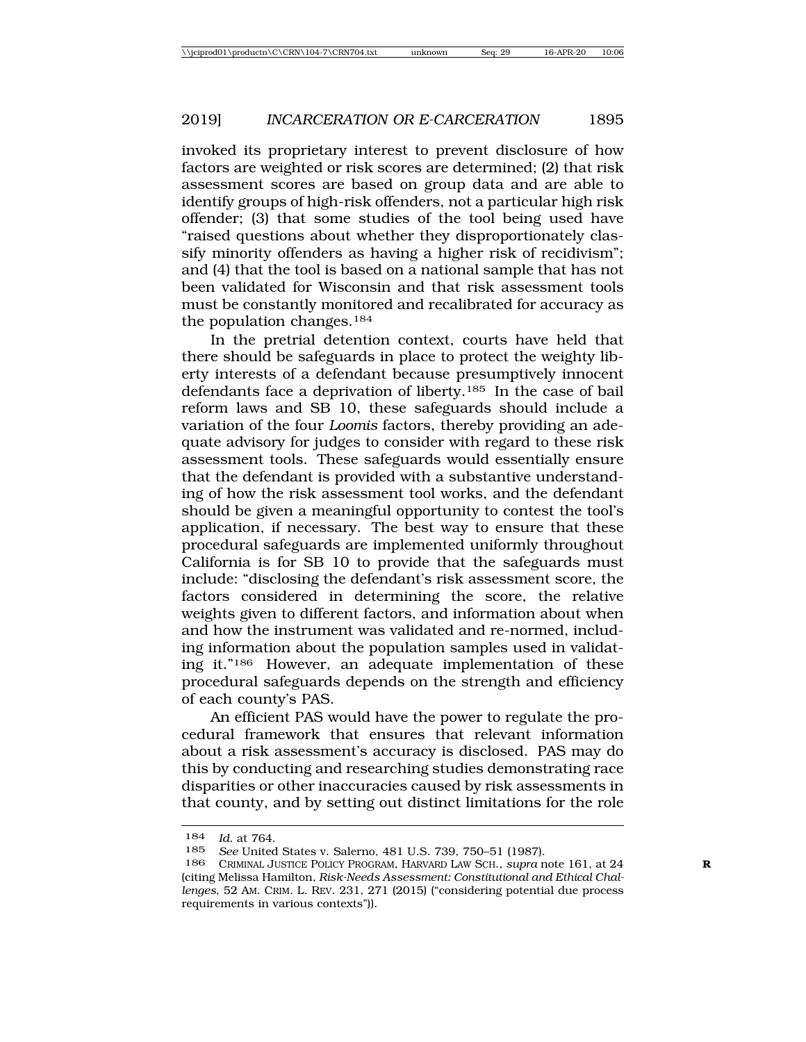invoked its proprietary interest to prevent disclosure of how factors are weighted or risk scores are determined; (2) that risk assessment scores are based on group data and are able to identify groups of high-risk offenders, not a particular high risk offender; (3) that some studies of the tool being used have "raised questions about whether they disproportionately classify minority offenders as having a higher risk of recidivism"; and (4) that the tool is based on a national sample that has not been validated for Wisconsin and that risk assessment tools must be constantly monitored and recalibrated for accuracy as the population changes.[184]

In the pretrial detention context, courts have held that there should be safeguards in place to protect the weighty liberty interests of a defendant because presumptively innocent defendants face a deprivation of liberty.[185] In the case of bail reform laws and SB 10, these safeguards should include a variation of the four *Loomis* factors, thereby providing an adequate advisory for judges to consider with regard to these risk assessment tools. These safeguards would essentially ensure that the defendant is provided with a substantive understanding of how the risk assessment tool works, and the defendant should be given a meaningful opportunity to contest the tool's application, if necessary. The best way to ensure that these procedural safeguards are implemented uniformly throughout California is for SB 10 to provide that the safeguards must include: "disclosing the defendant's risk assessment score, the factors considered in determining the score, the relative weights given to different factors, and information about when and how the instrument was validated and re-normed, including information about the population samples used in validating it."[186] However, an adequate implementation of these procedural safeguards depends on the strength and efficiency of each county's PAS.

An efficient PAS would have the power to regulate the procedural framework that ensures that relevant information about a risk assessment's accuracy is disclosed. PAS may do this by conducting and researching studies demonstrating race disparities or other inaccuracies caused by risk assessments in that county, and by setting out distinct limitations for the role

---

184 *Id.* at 764.

185 *See* United States v. Salerno, 481 U.S. 739, 750–51 (1987).

186 CRIMINAL JUSTICE POLICY PROGRAM, HARVARD LAW SCH., *supra* note 161, at 24 (citing Melissa Hamilton, *Risk-Needs Assessment: Constitutional and Ethical Challenges*, 52 AM. CRIM. L. REV. 231, 271 (2015) ("considering potential due process requirements in various contexts")).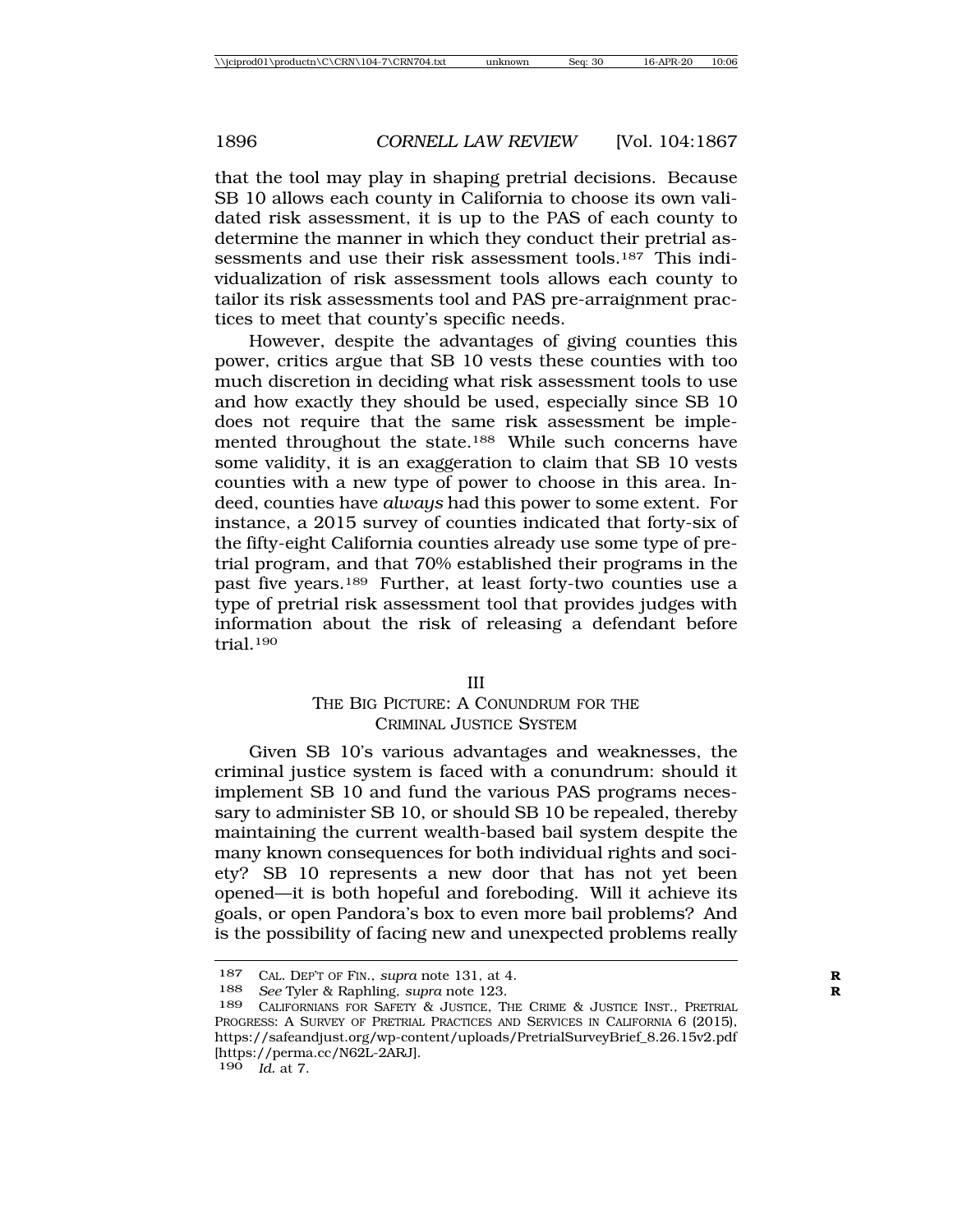that the tool may play in shaping pretrial decisions. Because SB 10 allows each county in California to choose its own validated risk assessment, it is up to the PAS of each county to determine the manner in which they conduct their pretrial assessments and use their risk assessment tools.[187] This individualization of risk assessment tools allows each county to tailor its risk assessments tool and PAS pre-arraignment practices to meet that county's specific needs.

However, despite the advantages of giving counties this power, critics argue that SB 10 vests these counties with too much discretion in deciding what risk assessment tools to use and how exactly they should be used, especially since SB 10 does not require that the same risk assessment be implemented throughout the state.[188] While such concerns have some validity, it is an exaggeration to claim that SB 10 vests counties with a new type of power to choose in this area. Indeed, counties have *always* had this power to some extent. For instance, a 2015 survey of counties indicated that forty-six of the fifty-eight California counties already use some type of pretrial program, and that 70% established their programs in the past five years.[189] Further, at least forty-two counties use a type of pretrial risk assessment tool that provides judges with information about the risk of releasing a defendant before trial.[190]

## III
## THE BIG PICTURE: A CONUNDRUM FOR THE CRIMINAL JUSTICE SYSTEM

Given SB 10's various advantages and weaknesses, the criminal justice system is faced with a conundrum: should it implement SB 10 and fund the various PAS programs necessary to administer SB 10, or should SB 10 be repealed, thereby maintaining the current wealth-based bail system despite the many known consequences for both individual rights and society? SB 10 represents a new door that has not yet been opened—it is both hopeful and foreboding. Will it achieve its goals, or open Pandora's box to even more bail problems? And is the possibility of facing new and unexpected problems really

---

187 CAL. DEP'T OF FIN., *supra* note 131, at 4.

188 *See* Tyler & Raphling, *supra* note 123.

189 CALIFORNIANS FOR SAFETY & JUSTICE, THE CRIME & JUSTICE INST., PRETRIAL PROGRESS: A SURVEY OF PRETRIAL PRACTICES AND SERVICES IN CALIFORNIA 6 (2015), https://safeandjust.org/wp-content/uploads/PretrialSurveyBrief_8.26.15v2.pdf [https://perma.cc/N62L-2ARJ].

190 *Id.* at 7.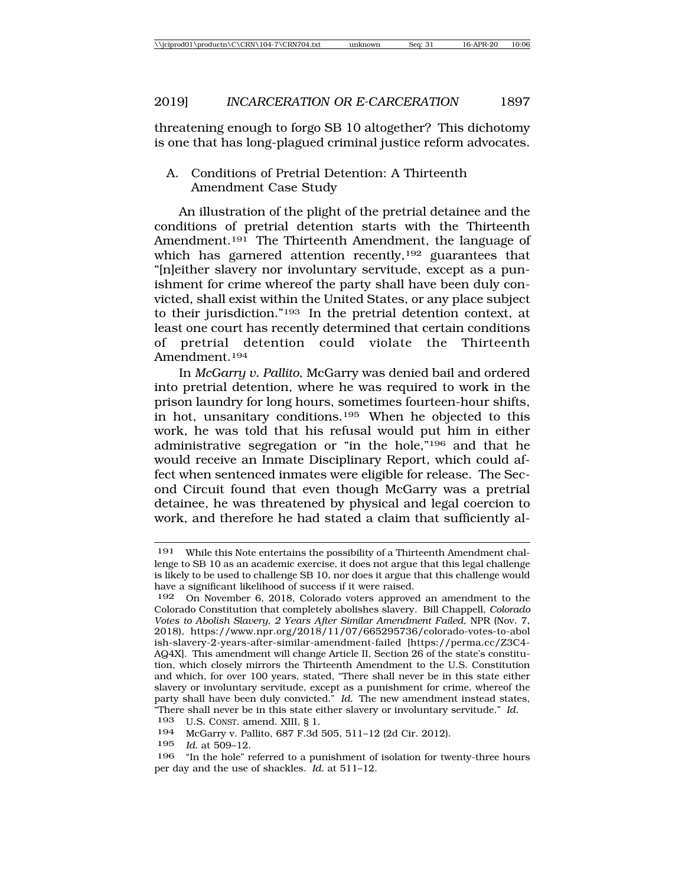threatening enough to forgo SB 10 altogether? This dichotomy is one that has long-plagued criminal justice reform advocates.

## A. Conditions of Pretrial Detention: A Thirteenth Amendment Case Study

An illustration of the plight of the pretrial detainee and the conditions of pretrial detention starts with the Thirteenth Amendment.[191] The Thirteenth Amendment, the language of which has garnered attention recently,[192] guarantees that "[n]either slavery nor involuntary servitude, except as a punishment for crime whereof the party shall have been duly convicted, shall exist within the United States, or any place subject to their jurisdiction."[193] In the pretrial detention context, at least one court has recently determined that certain conditions of pretrial detention could violate the Thirteenth Amendment.[194]

In *McGarry v. Pallito*, McGarry was denied bail and ordered into pretrial detention, where he was required to work in the prison laundry for long hours, sometimes fourteen-hour shifts, in hot, unsanitary conditions.[195] When he objected to this work, he was told that his refusal would put him in either administrative segregation or "in the hole,"[196] and that he would receive an Inmate Disciplinary Report, which could affect when sentenced inmates were eligible for release. The Second Circuit found that even though McGarry was a pretrial detainee, he was threatened by physical and legal coercion to work, and therefore he had stated a claim that sufficiently al-

---

191 While this Note entertains the possibility of a Thirteenth Amendment challenge to SB 10 as an academic exercise, it does not argue that this legal challenge is likely to be used to challenge SB 10, nor does it argue that this challenge would have a significant likelihood of success if it were raised.

192 On November 6, 2018, Colorado voters approved an amendment to the Colorado Constitution that completely abolishes slavery. Bill Chappell, *Colorado Votes to Abolish Slavery, 2 Years After Similar Amendment Failed*, NPR (Nov. 7, 2018), https://www.npr.org/2018/11/07/665295736/colorado-votes-to-abolish-slavery-2-years-after-similar-amendment-failed [https://perma.cc/Z3C4-AQ4X]. This amendment will change Article II, Section 26 of the state's constitution, which closely mirrors the Thirteenth Amendment to the U.S. Constitution and which, for over 100 years, stated, "There shall never be in this state either slavery or involuntary servitude, except as a punishment for crime, whereof the party shall have been duly convicted." *Id.* The new amendment instead states, "There shall never be in this state either slavery or involuntary servitude." *Id.*

193 U.S. CONST. amend. XIII, § 1.

194 McGarry v. Pallito, 687 F.3d 505, 511–12 (2d Cir. 2012).

195 *Id.* at 509–12.

196 "In the hole" referred to a punishment of isolation for twenty-three hours per day and the use of shackles. *Id.* at 511–12.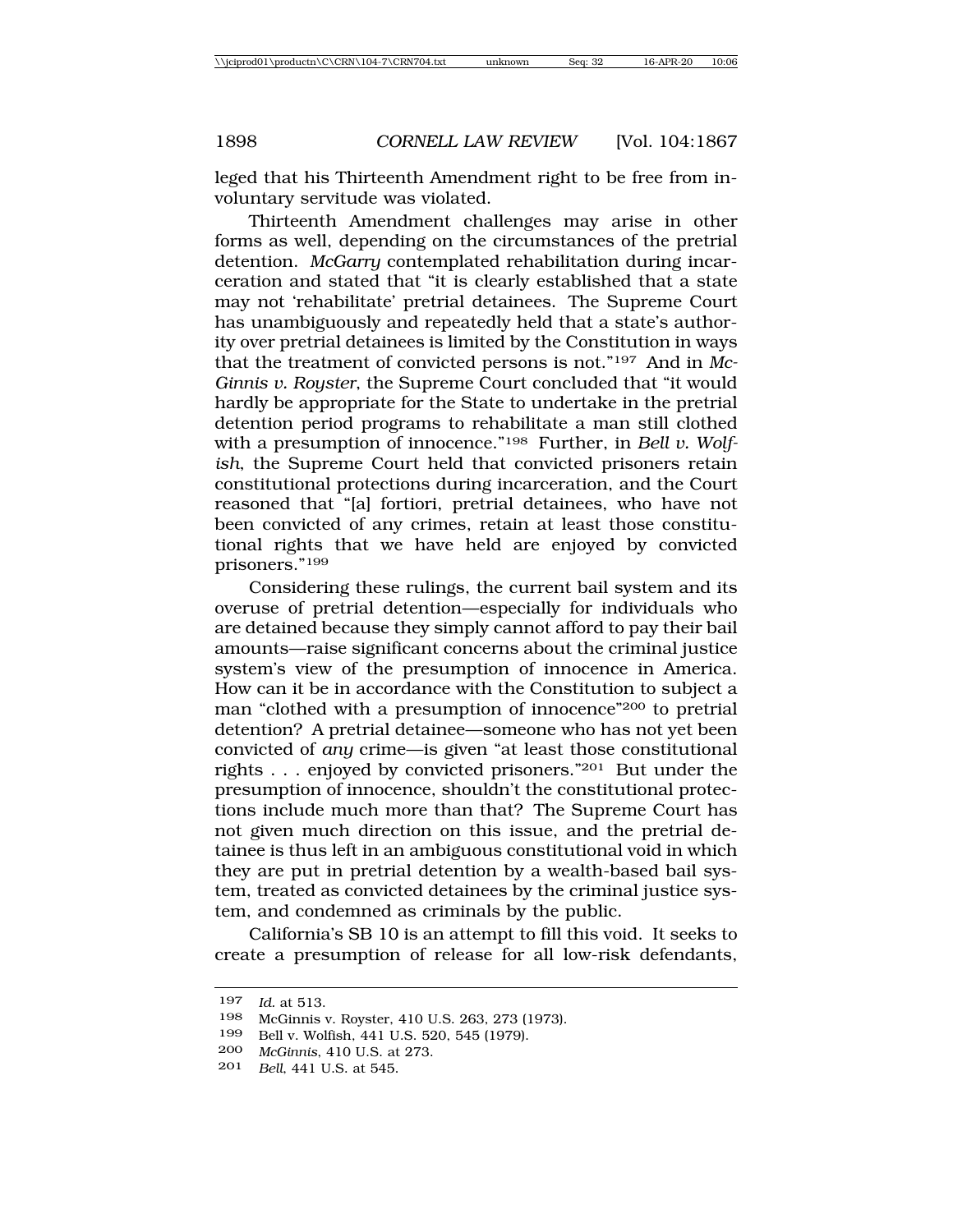leged that his Thirteenth Amendment right to be free from involuntary servitude was violated.

Thirteenth Amendment challenges may arise in other forms as well, depending on the circumstances of the pretrial detention. *McGarry* contemplated rehabilitation during incarceration and stated that "it is clearly established that a state may not 'rehabilitate' pretrial detainees. The Supreme Court has unambiguously and repeatedly held that a state's authority over pretrial detainees is limited by the Constitution in ways that the treatment of convicted persons is not."[197] And in *McGinnis v. Royster*, the Supreme Court concluded that "it would hardly be appropriate for the State to undertake in the pretrial detention period programs to rehabilitate a man still clothed with a presumption of innocence."[198] Further, in *Bell v. Wolfish*, the Supreme Court held that convicted prisoners retain constitutional protections during incarceration, and the Court reasoned that "[a] fortiori, pretrial detainees, who have not been convicted of any crimes, retain at least those constitutional rights that we have held are enjoyed by convicted prisoners."[199]

Considering these rulings, the current bail system and its overuse of pretrial detention—especially for individuals who are detained because they simply cannot afford to pay their bail amounts—raise significant concerns about the criminal justice system's view of the presumption of innocence in America. How can it be in accordance with the Constitution to subject a man "clothed with a presumption of innocence"[200] to pretrial detention? A pretrial detainee—someone who has not yet been convicted of *any* crime—is given "at least those constitutional rights . . . enjoyed by convicted prisoners."[201] But under the presumption of innocence, shouldn't the constitutional protections include much more than that? The Supreme Court has not given much direction on this issue, and the pretrial detainee is thus left in an ambiguous constitutional void in which they are put in pretrial detention by a wealth-based bail system, treated as convicted detainees by the criminal justice system, and condemned as criminals by the public.

California's SB 10 is an attempt to fill this void. It seeks to create a presumption of release for all low-risk defendants,

---

197 *Id.* at 513.

198 McGinnis v. Royster, 410 U.S. 263, 273 (1973).

199 Bell v. Wolfish, 441 U.S. 520, 545 (1979).

200 *McGinnis*, 410 U.S. at 273.

201 *Bell*, 441 U.S. at 545.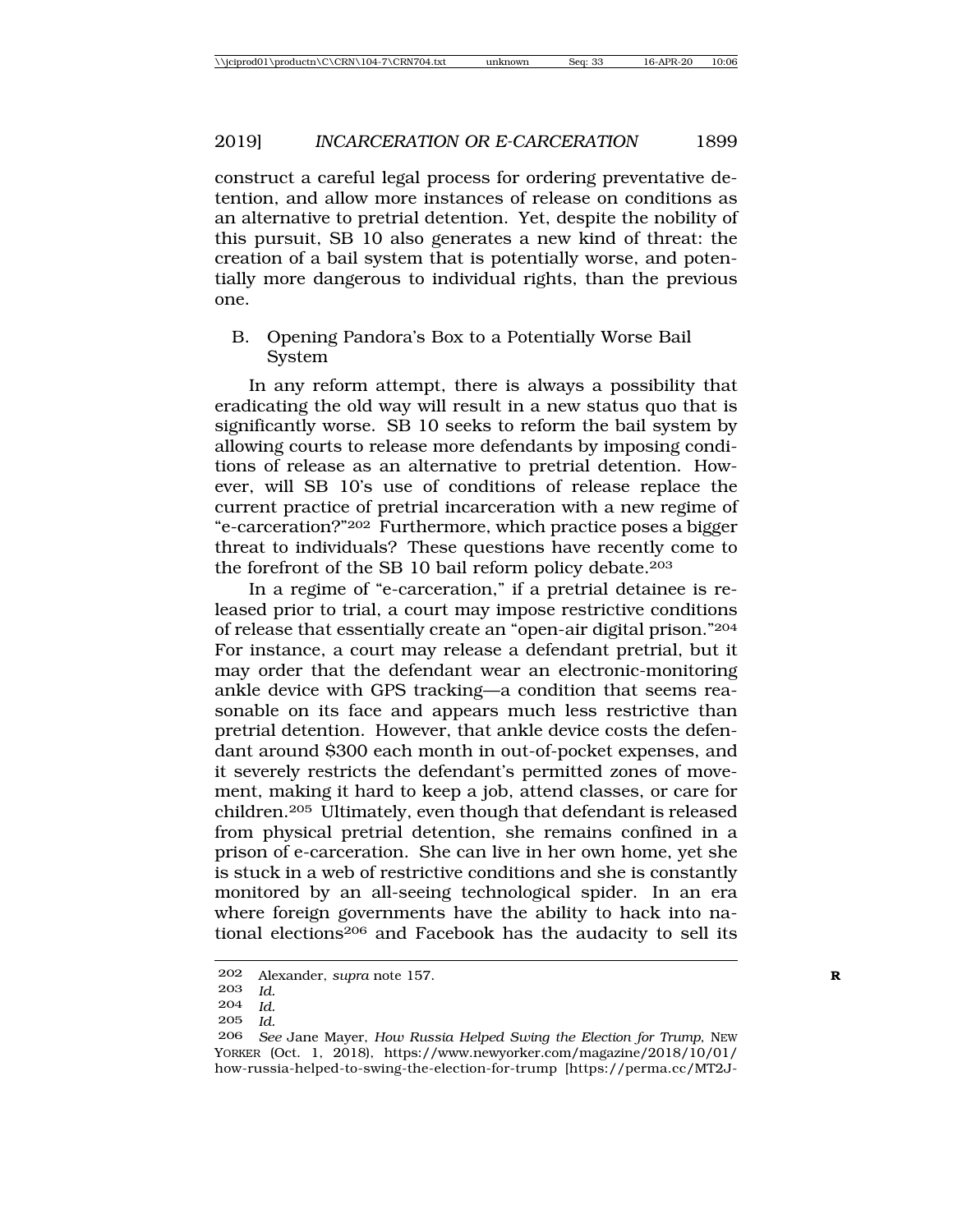construct a careful legal process for ordering preventative detention, and allow more instances of release on conditions as an alternative to pretrial detention. Yet, despite the nobility of this pursuit, SB 10 also generates a new kind of threat: the creation of a bail system that is potentially worse, and potentially more dangerous to individual rights, than the previous one.

### B. Opening Pandora's Box to a Potentially Worse Bail System

In any reform attempt, there is always a possibility that eradicating the old way will result in a new status quo that is significantly worse. SB 10 seeks to reform the bail system by allowing courts to release more defendants by imposing conditions of release as an alternative to pretrial detention. However, will SB 10's use of conditions of release replace the current practice of pretrial incarceration with a new regime of "e-carceration?"[202] Furthermore, which practice poses a bigger threat to individuals? These questions have recently come to the forefront of the SB 10 bail reform policy debate.[203]

In a regime of "e-carceration," if a pretrial detainee is released prior to trial, a court may impose restrictive conditions of release that essentially create an "open-air digital prison."[204] For instance, a court may release a defendant pretrial, but it may order that the defendant wear an electronic-monitoring ankle device with GPS tracking—a condition that seems reasonable on its face and appears much less restrictive than pretrial detention. However, that ankle device costs the defendant around $300 each month in out-of-pocket expenses, and it severely restricts the defendant's permitted zones of movement, making it hard to keep a job, attend classes, or care for children.[205] Ultimately, even though that defendant is released from physical pretrial detention, she remains confined in a prison of e-carceration. She can live in her own home, yet she is stuck in a web of restrictive conditions and she is constantly monitored by an all-seeing technological spider. In an era where foreign governments have the ability to hack into national elections[206] and Facebook has the audacity to sell its

---

202 Alexander, *supra* note 157.

203 *Id.*

204 *Id.*

205 *Id.*

206 *See* Jane Mayer, *How Russia Helped Swing the Election for Trump*, NEW YORKER (Oct. 1, 2018), https://www.newyorker.com/magazine/2018/10/01/how-russia-helped-to-swing-the-election-for-trump [https://perma.cc/MT2J-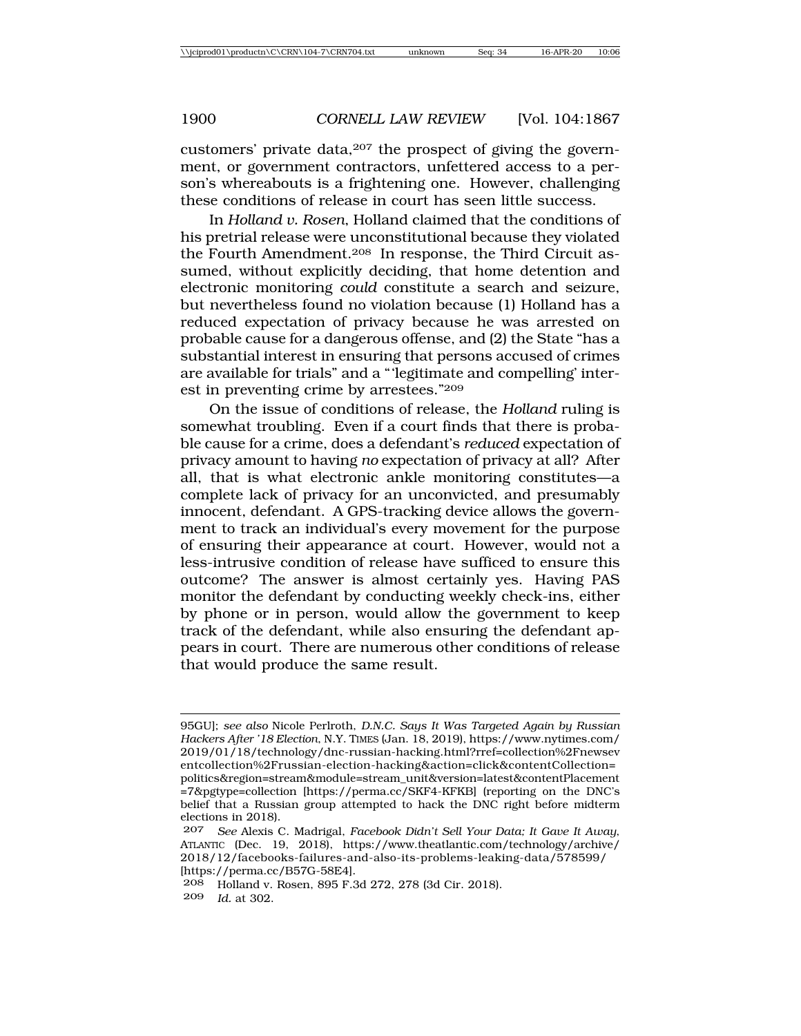customers' private data,[207] the prospect of giving the government, or government contractors, unfettered access to a person's whereabouts is a frightening one. However, challenging these conditions of release in court has seen little success.

In *Holland v. Rosen*, Holland claimed that the conditions of his pretrial release were unconstitutional because they violated the Fourth Amendment.[208] In response, the Third Circuit assumed, without explicitly deciding, that home detention and electronic monitoring *could* constitute a search and seizure, but nevertheless found no violation because (1) Holland has a reduced expectation of privacy because he was arrested on probable cause for a dangerous offense, and (2) the State "has a substantial interest in ensuring that persons accused of crimes are available for trials" and a "'legitimate and compelling' interest in preventing crime by arrestees."[209]

On the issue of conditions of release, the *Holland* ruling is somewhat troubling. Even if a court finds that there is probable cause for a crime, does a defendant's *reduced* expectation of privacy amount to having *no* expectation of privacy at all? After all, that is what electronic ankle monitoring constitutes—a complete lack of privacy for an unconvicted, and presumably innocent, defendant. A GPS-tracking device allows the government to track an individual's every movement for the purpose of ensuring their appearance at court. However, would not a less-intrusive condition of release have sufficed to ensure this outcome? The answer is almost certainly yes. Having PAS monitor the defendant by conducting weekly check-ins, either by phone or in person, would allow the government to keep track of the defendant, while also ensuring the defendant appears in court. There are numerous other conditions of release that would produce the same result.

---

95GU]; *see also* Nicole Perlroth, *D.N.C. Says It Was Targeted Again by Russian Hackers After '18 Election*, N.Y. TIMES (Jan. 18, 2019), https://www.nytimes.com/2019/01/18/technology/dnc-russian-hacking.html?rref=collection%2Fnewseventcollection%2Frussian-election-hacking&action=click&contentCollection=politics&region=stream&module=stream_unit&version=latest&contentPlacement=7&pgtype=collection [https://perma.cc/SKF4-KFKB] (reporting on the DNC's belief that a Russian group attempted to hack the DNC right before midterm elections in 2018).

207 *See* Alexis C. Madrigal, *Facebook Didn't Sell Your Data; It Gave It Away*, ATLANTIC (Dec. 19, 2018), https://www.theatlantic.com/technology/archive/2018/12/facebooks-failures-and-also-its-problems-leaking-data/578599/ [https://perma.cc/B57G-58E4].

208 Holland v. Rosen, 895 F.3d 272, 278 (3d Cir. 2018).

209 *Id.* at 302.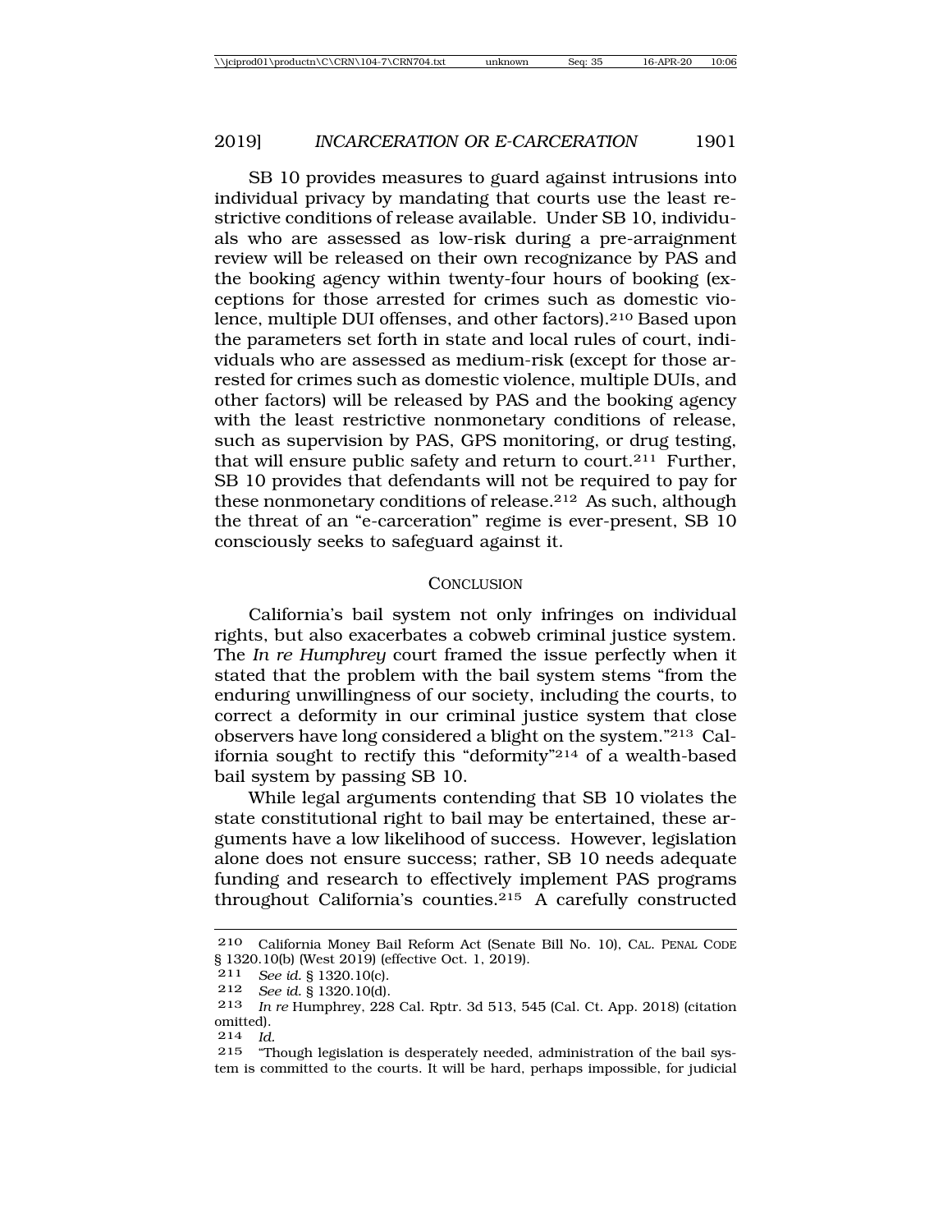SB 10 provides measures to guard against intrusions into individual privacy by mandating that courts use the least restrictive conditions of release available. Under SB 10, individuals who are assessed as low-risk during a pre-arraignment review will be released on their own recognizance by PAS and the booking agency within twenty-four hours of booking (exceptions for those arrested for crimes such as domestic violence, multiple DUI offenses, and other factors).[210] Based upon the parameters set forth in state and local rules of court, individuals who are assessed as medium-risk (except for those arrested for crimes such as domestic violence, multiple DUIs, and other factors) will be released by PAS and the booking agency with the least restrictive nonmonetary conditions of release, such as supervision by PAS, GPS monitoring, or drug testing, that will ensure public safety and return to court.[211] Further, SB 10 provides that defendants will not be required to pay for these nonmonetary conditions of release.[212] As such, although the threat of an "e-carceration" regime is ever-present, SB 10 consciously seeks to safeguard against it.

## CONCLUSION

California's bail system not only infringes on individual rights, but also exacerbates a cobweb criminal justice system. The *In re Humphrey* court framed the issue perfectly when it stated that the problem with the bail system stems "from the enduring unwillingness of our society, including the courts, to correct a deformity in our criminal justice system that close observers have long considered a blight on the system."[213] California sought to rectify this "deformity"[214] of a wealth-based bail system by passing SB 10.

While legal arguments contending that SB 10 violates the state constitutional right to bail may be entertained, these arguments have a low likelihood of success. However, legislation alone does not ensure success; rather, SB 10 needs adequate funding and research to effectively implement PAS programs throughout California's counties.[215] A carefully constructed

---

210 California Money Bail Reform Act (Senate Bill No. 10), CAL. PENAL CODE § 1320.10(b) (West 2019) (effective Oct. 1, 2019).

211 *See id.* § 1320.10(c).

212 *See id.* § 1320.10(d).

213 *In re* Humphrey, 228 Cal. Rptr. 3d 513, 545 (Cal. Ct. App. 2018) (citation omitted).

214 *Id.*

215 "Though legislation is desperately needed, administration of the bail system is committed to the courts. It will be hard, perhaps impossible, for judicial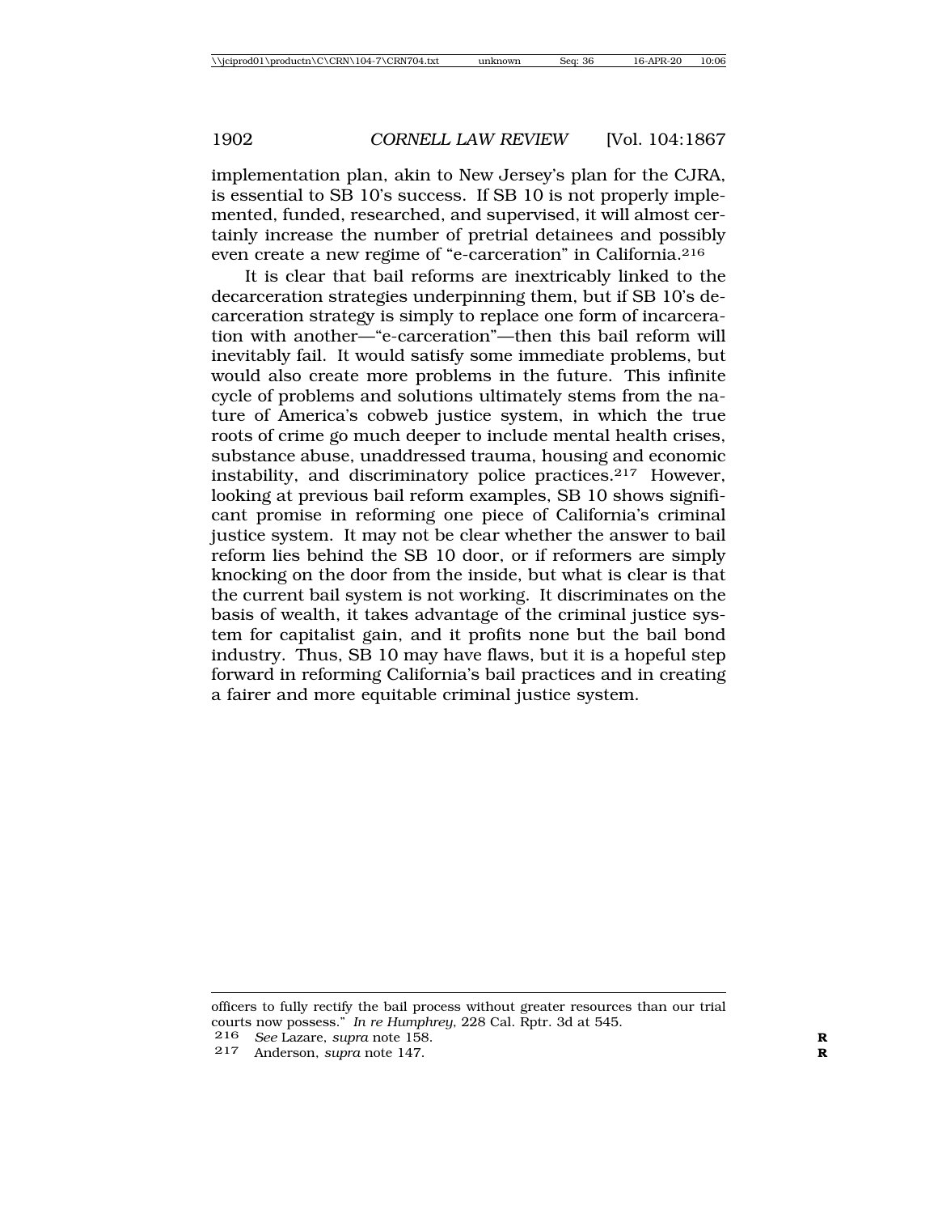implementation plan, akin to New Jersey's plan for the CJRA, is essential to SB 10's success. If SB 10 is not properly implemented, funded, researched, and supervised, it will almost certainly increase the number of pretrial detainees and possibly even create a new regime of "e-carceration" in California.[216]

It is clear that bail reforms are inextricably linked to the decarceration strategies underpinning them, but if SB 10's decarceration strategy is simply to replace one form of incarceration with another—"e-carceration"—then this bail reform will inevitably fail. It would satisfy some immediate problems, but would also create more problems in the future. This infinite cycle of problems and solutions ultimately stems from the nature of America's cobweb justice system, in which the true roots of crime go much deeper to include mental health crises, substance abuse, unaddressed trauma, housing and economic instability, and discriminatory police practices.[217] However, looking at previous bail reform examples, SB 10 shows significant promise in reforming one piece of California's criminal justice system. It may not be clear whether the answer to bail reform lies behind the SB 10 door, or if reformers are simply knocking on the door from the inside, but what is clear is that the current bail system is not working. It discriminates on the basis of wealth, it takes advantage of the criminal justice system for capitalist gain, and it profits none but the bail bond industry. Thus, SB 10 may have flaws, but it is a hopeful step forward in reforming California's bail practices and in creating a fairer and more equitable criminal justice system.

---

officers to fully rectify the bail process without greater resources than our trial courts now possess." *In re Humphrey*, 228 Cal. Rptr. 3d at 545.

216 *See* Lazare, *supra* note 158.

217 Anderson, *supra* note 147.